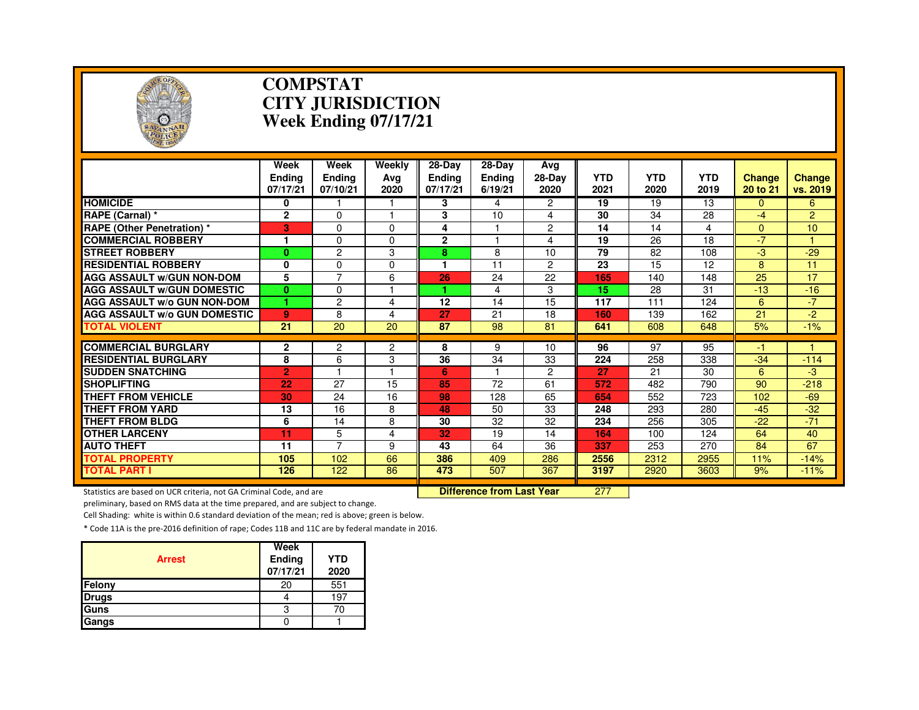# COMPSTAT
# CITY JURISDICTION
# Week Ending 07/17/21

| | Week Ending 07/17/21 | Week Ending 07/10/21 | Weekly Avg 2020 | 28-Day Ending 07/17/21 | 28-Day Ending 6/19/21 | Avg 28-Day 2020 | YTD 2021 | YTD 2020 | YTD 2019 | Change 20 to 21 | Change vs. 2019 |
|---|---|---|---|---|---|---|---|---|---|---|---|
| HOMICIDE | 0 | 1 | 1 | 3 | 4 | 2 | 19 | 19 | 13 | 0 | 6 |
| RAPE (Carnal) * | 2 | 0 | 1 | 3 | 10 | 4 | 30 | 34 | 28 | -4 | 2 |
| RAPE (Other Penetration) * | 3 | 0 | 0 | 4 | 1 | 2 | 14 | 14 | 4 | 0 | 10 |
| COMMERCIAL ROBBERY | 1 | 0 | 0 | 2 | 1 | 4 | 19 | 26 | 18 | -7 | 1 |
| STREET ROBBERY | 0 | 2 | 3 | 8 | 8 | 10 | 79 | 82 | 108 | -3 | -29 |
| RESIDENTIAL ROBBERY | 0 | 0 | 0 | 1 | 11 | 2 | 23 | 15 | 12 | 8 | 11 |
| AGG ASSAULT w/GUN NON-DOM | 5 | 7 | 6 | 26 | 24 | 22 | 165 | 140 | 148 | 25 | 17 |
| AGG ASSAULT w/GUN DOMESTIC | 0 | 0 | 1 | 1 | 4 | 3 | 15 | 28 | 31 | -13 | -16 |
| AGG ASSAULT w/o GUN NON-DOM | 1 | 2 | 4 | 12 | 14 | 15 | 117 | 111 | 124 | 6 | -7 |
| AGG ASSAULT w/o GUN DOMESTIC | 9 | 8 | 4 | 27 | 21 | 18 | 160 | 139 | 162 | 21 | -2 |
| TOTAL VIOLENT | 21 | 20 | 20 | 87 | 98 | 81 | 641 | 608 | 648 | 5% | -1% |
| COMMERCIAL BURGLARY | 2 | 2 | 2 | 8 | 9 | 10 | 96 | 97 | 95 | -1 | 1 |
| RESIDENTIAL BURGLARY | 8 | 6 | 3 | 36 | 34 | 33 | 224 | 258 | 338 | -34 | -114 |
| SUDDEN SNATCHING | 2 | 1 | 1 | 6 | 1 | 2 | 27 | 21 | 30 | 6 | -3 |
| SHOPLIFTING | 22 | 27 | 15 | 85 | 72 | 61 | 572 | 482 | 790 | 90 | -218 |
| THEFT FROM VEHICLE | 30 | 24 | 16 | 98 | 128 | 65 | 654 | 552 | 723 | 102 | -69 |
| THEFT FROM YARD | 13 | 16 | 8 | 48 | 50 | 33 | 248 | 293 | 280 | -45 | -32 |
| THEFT FROM BLDG | 6 | 14 | 8 | 30 | 32 | 32 | 234 | 256 | 305 | -22 | -71 |
| OTHER LARCENY | 11 | 5 | 4 | 32 | 19 | 14 | 164 | 100 | 124 | 64 | 40 |
| AUTO THEFT | 11 | 7 | 9 | 43 | 64 | 36 | 337 | 253 | 270 | 84 | 67 |
| TOTAL PROPERTY | 105 | 102 | 66 | 386 | 409 | 286 | 2556 | 2312 | 2955 | 11% | -14% |
| TOTAL PART I | 126 | 122 | 86 | 473 | 507 | 367 | 3197 | 2920 | 3603 | 9% | -11% |

**Difference from Last Year** 277

Statistics are based on UCR criteria, not GA Criminal Code, and are preliminary, based on RMS data at the time prepared, and are subject to change.

Cell Shading: white is within 0.6 standard deviation of the mean; red is above; green is below.

* Code 11A is the pre-2016 definition of rape; Codes 11B and 11C are by federal mandate in 2016.

| Arrest | Week Ending 07/17/21 | YTD 2020 |
|---|---|---|
| Felony | 20 | 551 |
| Drugs | 4 | 197 |
| Guns | 3 | 70 |
| Gangs | 0 | 1 |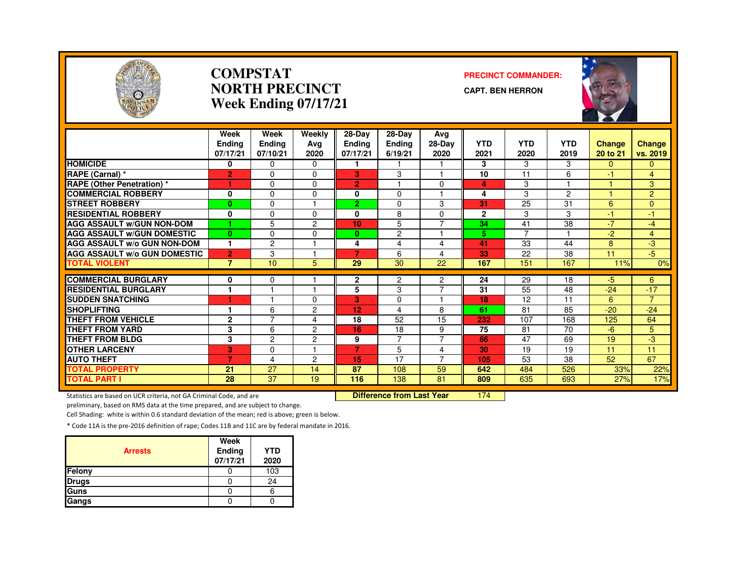# COMPSTAT
# NORTH PRECINCT
# Week Ending 07/17/21

**PRECINCT COMMANDER:**

**CAPT. BEN HERRON**

| | Week Ending 07/17/21 | Week Ending 07/10/21 | Weekly Avg 2020 | 28-Day Ending 07/17/21 | 28-Day Ending 6/19/21 | Avg 28-Day 2020 | YTD 2021 | YTD 2020 | YTD 2019 | Change 20 to 21 | Change vs. 2019 |
|---|---|---|---|---|---|---|---|---|---|---|---|
| HOMICIDE | 0 | 0 | 0 | 1 | 1 | 1 | 3 | 3 | 3 | 0 | 0 |
| RAPE (Carnal) * | 2 | 0 | 0 | 3 | 3 | 1 | 10 | 11 | 6 | -1 | 4 |
| RAPE (Other Penetration) * | 1 | 0 | 0 | 2 | 1 | 0 | 4 | 3 | 1 | 1 | 3 |
| COMMERCIAL ROBBERY | 0 | 0 | 0 | 0 | 0 | 1 | 4 | 3 | 2 | 1 | 2 |
| STREET ROBBERY | 0 | 0 | 1 | 2 | 0 | 3 | 31 | 25 | 31 | 6 | 0 |
| RESIDENTIAL ROBBERY | 0 | 0 | 0 | 0 | 8 | 0 | 2 | 3 | 3 | -1 | -1 |
| AGG ASSAULT w/GUN NON-DOM | 1 | 5 | 2 | 10 | 5 | 7 | 34 | 41 | 38 | -7 | -4 |
| AGG ASSAULT w/GUN DOMESTIC | 0 | 0 | 0 | 0 | 2 | 1 | 5 | 7 | 1 | -2 | 4 |
| AGG ASSAULT w/o GUN NON-DOM | 1 | 2 | 1 | 4 | 4 | 4 | 41 | 33 | 44 | 8 | -3 |
| AGG ASSAULT w/o GUN DOMESTIC | 2 | 3 | 1 | 7 | 6 | 4 | 33 | 22 | 38 | 11 | -5 |
| TOTAL VIOLENT | 7 | 10 | 5 | 29 | 30 | 22 | 167 | 151 | 167 | 11% | 0% |
| COMMERCIAL BURGLARY | 0 | 0 | 1 | 2 | 2 | 2 | 24 | 29 | 18 | -5 | 6 |
| RESIDENTIAL BURGLARY | 1 | 1 | 1 | 5 | 3 | 7 | 31 | 55 | 48 | -24 | -17 |
| SUDDEN SNATCHING | 1 | 1 | 0 | 3 | 0 | 1 | 18 | 12 | 11 | 6 | 7 |
| SHOPLIFTING | 1 | 6 | 2 | 12 | 4 | 8 | 61 | 81 | 85 | -20 | -24 |
| THEFT FROM VEHICLE | 2 | 7 | 4 | 18 | 52 | 15 | 232 | 107 | 168 | 125 | 64 |
| THEFT FROM YARD | 3 | 6 | 2 | 16 | 18 | 9 | 75 | 81 | 70 | -6 | 5 |
| THEFT FROM BLDG | 3 | 2 | 2 | 9 | 7 | 7 | 66 | 47 | 69 | 19 | -3 |
| OTHER LARCENY | 3 | 0 | 1 | 7 | 5 | 4 | 30 | 19 | 19 | 11 | 11 |
| AUTO THEFT | 7 | 4 | 2 | 15 | 17 | 7 | 105 | 53 | 38 | 52 | 67 |
| TOTAL PROPERTY | 21 | 27 | 14 | 87 | 108 | 59 | 642 | 484 | 526 | 33% | 22% |
| TOTAL PART I | 28 | 37 | 19 | 116 | 138 | 81 | 809 | 635 | 693 | 27% | 17% |

**Difference from Last Year** 174

Statistics are based on UCR criteria, not GA Criminal Code, and are preliminary, based on RMS data at the time prepared, and are subject to change.

Cell Shading: white is within 0.6 standard deviation of the mean; red is above; green is below.

\* Code 11A is the pre-2016 definition of rape; Codes 11B and 11C are by federal mandate in 2016.

| Arrests | Week Ending 07/17/21 | YTD 2020 |
|---|---|---|
| Felony | 0 | 103 |
| Drugs | 0 | 24 |
| Guns | 0 | 6 |
| Gangs | 0 | 0 |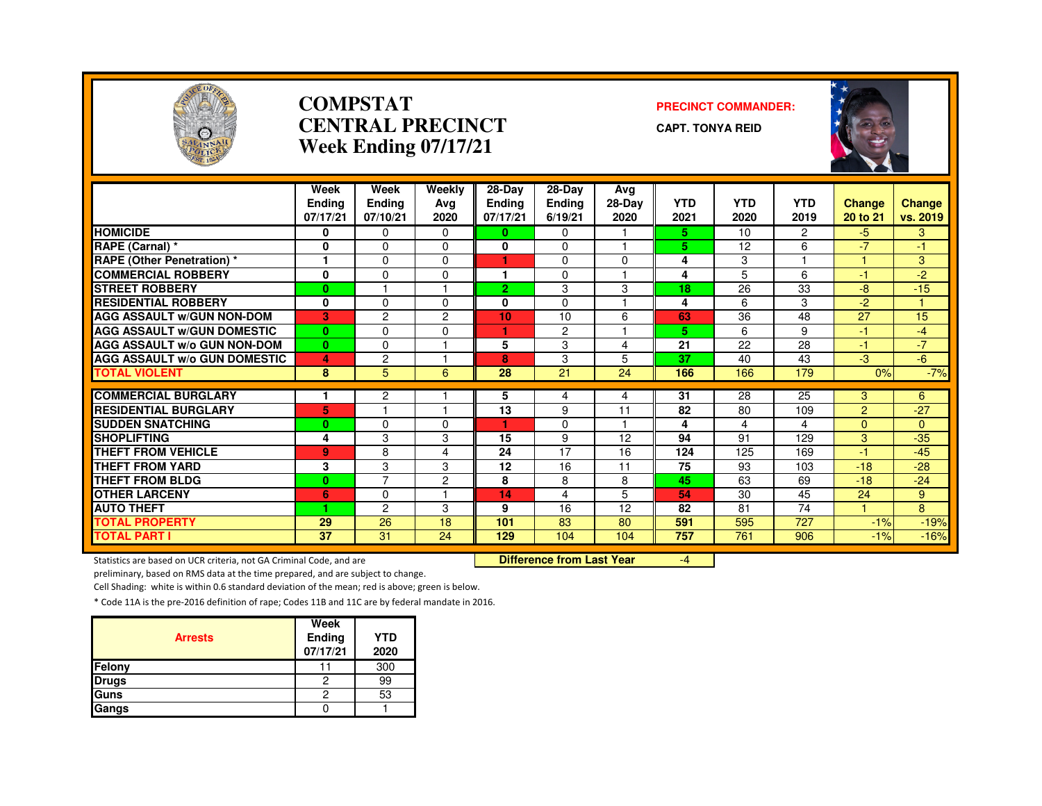# COMPSTAT
# CENTRAL PRECINCT
# Week Ending 07/17/21

**PRECINCT COMMANDER:**

**CAPT. TONYA REID**

| | Week Ending 07/17/21 | Week Ending 07/10/21 | Weekly Avg 2020 | 28-Day Ending 07/17/21 | 28-Day Ending 6/19/21 | Avg 28-Day 2020 | YTD 2021 | YTD 2020 | YTD 2019 | Change 20 to 21 | Change vs. 2019 |
|---|---|---|---|---|---|---|---|---|---|---|---|
| HOMICIDE | 0 | 0 | 0 | 0 | 0 | 1 | 5 | 10 | 2 | -5 | 3 |
| RAPE (Carnal) * | 0 | 0 | 0 | 0 | 0 | 1 | 5 | 12 | 6 | -7 | -1 |
| RAPE (Other Penetration) * | 1 | 0 | 0 | 1 | 0 | 0 | 4 | 3 | 1 | 1 | 3 |
| COMMERCIAL ROBBERY | 0 | 0 | 0 | 1 | 0 | 1 | 4 | 5 | 6 | -1 | -2 |
| STREET ROBBERY | 0 | 1 | 1 | 2 | 3 | 3 | 18 | 26 | 33 | -8 | -15 |
| RESIDENTIAL ROBBERY | 0 | 0 | 0 | 0 | 0 | 1 | 4 | 6 | 3 | -2 | 1 |
| AGG ASSAULT w/GUN NON-DOM | 3 | 2 | 2 | 10 | 10 | 6 | 63 | 36 | 48 | 27 | 15 |
| AGG ASSAULT w/GUN DOMESTIC | 0 | 0 | 0 | 1 | 2 | 1 | 5 | 6 | 9 | -1 | -4 |
| AGG ASSAULT w/o GUN NON-DOM | 0 | 0 | 1 | 5 | 3 | 4 | 21 | 22 | 28 | -1 | -7 |
| AGG ASSAULT w/o GUN DOMESTIC | 4 | 2 | 1 | 8 | 3 | 5 | 37 | 40 | 43 | -3 | -6 |
| TOTAL VIOLENT | 8 | 5 | 6 | 28 | 21 | 24 | 166 | 166 | 179 | 0% | -7% |
| COMMERCIAL BURGLARY | 1 | 2 | 1 | 5 | 4 | 4 | 31 | 28 | 25 | 3 | 6 |
| RESIDENTIAL BURGLARY | 5 | 1 | 1 | 13 | 9 | 11 | 82 | 80 | 109 | 2 | -27 |
| SUDDEN SNATCHING | 0 | 0 | 0 | 1 | 0 | 1 | 4 | 4 | 4 | 0 | 0 |
| SHOPLIFTING | 4 | 3 | 3 | 15 | 9 | 12 | 94 | 91 | 129 | 3 | -35 |
| THEFT FROM VEHICLE | 9 | 8 | 4 | 24 | 17 | 16 | 124 | 125 | 169 | -1 | -45 |
| THEFT FROM YARD | 3 | 3 | 3 | 12 | 16 | 11 | 75 | 93 | 103 | -18 | -28 |
| THEFT FROM BLDG | 0 | 7 | 2 | 8 | 8 | 8 | 45 | 63 | 69 | -18 | -24 |
| OTHER LARCENY | 6 | 0 | 1 | 14 | 4 | 5 | 54 | 30 | 45 | 24 | 9 |
| AUTO THEFT | 1 | 2 | 3 | 9 | 16 | 12 | 82 | 81 | 74 | 1 | 8 |
| TOTAL PROPERTY | 29 | 26 | 18 | 101 | 83 | 80 | 591 | 595 | 727 | -1% | -19% |
| TOTAL PART I | 37 | 31 | 24 | 129 | 104 | 104 | 757 | 761 | 906 | -1% | -16% |

**Difference from Last Year** -4

Statistics are based on UCR criteria, not GA Criminal Code, and are preliminary, based on RMS data at the time prepared, and are subject to change.

Cell Shading: white is within 0.6 standard deviation of the mean; red is above; green is below.

* Code 11A is the pre-2016 definition of rape; Codes 11B and 11C are by federal mandate in 2016.

| Arrests | Week Ending 07/17/21 | YTD 2020 |
|---|---|---|
| Felony | 11 | 300 |
| Drugs | 2 | 99 |
| Guns | 2 | 53 |
| Gangs | 0 | 1 |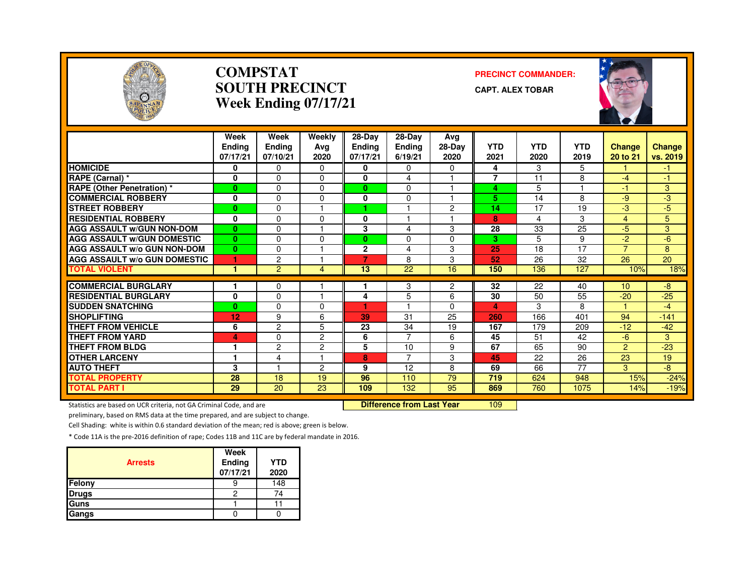# COMPSTAT
# SOUTH PRECINCT
# Week Ending 07/17/21

**PRECINCT COMMANDER:**

**CAPT. ALEX TOBAR**

| | Week Ending 07/17/21 | Week Ending 07/10/21 | Weekly Avg 2020 | 28-Day Ending 07/17/21 | 28-Day Ending 6/19/21 | Avg 28-Day 2020 | YTD 2021 | YTD 2020 | YTD 2019 | Change 20 to 21 | Change vs. 2019 |
|---|---|---|---|---|---|---|---|---|---|---|---|
| HOMICIDE | 0 | 0 | 0 | 0 | 0 | 0 | 4 | 3 | 5 | 1 | -1 |
| RAPE (Carnal) * | 0 | 0 | 0 | 0 | 4 | 1 | 7 | 11 | 8 | -4 | -1 |
| RAPE (Other Penetration) * | 0 | 0 | 0 | 0 | 0 | 1 | 4 | 5 | 1 | -1 | 3 |
| COMMERCIAL ROBBERY | 0 | 0 | 0 | 0 | 0 | 1 | 5 | 14 | 8 | -9 | -3 |
| STREET ROBBERY | 0 | 0 | 1 | 1 | 1 | 2 | 14 | 17 | 19 | -3 | -5 |
| RESIDENTIAL ROBBERY | 0 | 0 | 0 | 0 | 1 | 1 | 8 | 4 | 3 | 4 | 5 |
| AGG ASSAULT w/GUN NON-DOM | 0 | 0 | 1 | 3 | 4 | 3 | 28 | 33 | 25 | -5 | 3 |
| AGG ASSAULT w/GUN DOMESTIC | 0 | 0 | 0 | 0 | 0 | 0 | 3 | 5 | 9 | -2 | -6 |
| AGG ASSAULT w/o GUN NON-DOM | 0 | 0 | 1 | 2 | 4 | 3 | 25 | 18 | 17 | 7 | 8 |
| AGG ASSAULT w/o GUN DOMESTIC | 1 | 2 | 1 | 7 | 8 | 3 | 52 | 26 | 32 | 26 | 20 |
| TOTAL VIOLENT | 1 | 2 | 4 | 13 | 22 | 16 | 150 | 136 | 127 | 10% | 18% |
| COMMERCIAL BURGLARY | 1 | 0 | 1 | 1 | 3 | 2 | 32 | 22 | 40 | 10 | -8 |
| RESIDENTIAL BURGLARY | 0 | 0 | 1 | 4 | 5 | 6 | 30 | 50 | 55 | -20 | -25 |
| SUDDEN SNATCHING | 0 | 0 | 0 | 1 | 1 | 0 | 4 | 3 | 8 | 1 | -4 |
| SHOPLIFTING | 12 | 9 | 6 | 39 | 31 | 25 | 260 | 166 | 401 | 94 | -141 |
| THEFT FROM VEHICLE | 6 | 2 | 5 | 23 | 34 | 19 | 167 | 179 | 209 | -12 | -42 |
| THEFT FROM YARD | 4 | 0 | 2 | 6 | 7 | 6 | 45 | 51 | 42 | -6 | 3 |
| THEFT FROM BLDG | 1 | 2 | 2 | 5 | 10 | 9 | 67 | 65 | 90 | 2 | -23 |
| OTHER LARCENY | 1 | 4 | 1 | 8 | 7 | 3 | 45 | 22 | 26 | 23 | 19 |
| AUTO THEFT | 3 | 1 | 2 | 9 | 12 | 8 | 69 | 66 | 77 | 3 | -8 |
| TOTAL PROPERTY | 28 | 18 | 19 | 96 | 110 | 79 | 719 | 624 | 948 | 15% | -24% |
| TOTAL PART I | 29 | 20 | 23 | 109 | 132 | 95 | 869 | 760 | 1075 | 14% | -19% |

**Difference from Last Year** 109

Statistics are based on UCR criteria, not GA Criminal Code, and are preliminary, based on RMS data at the time prepared, and are subject to change.

Cell Shading: white is within 0.6 standard deviation of the mean; red is above; green is below.

* Code 11A is the pre-2016 definition of rape; Codes 11B and 11C are by federal mandate in 2016.

| Arrests | Week Ending 07/17/21 | YTD 2020 |
|---|---|---|
| Felony | 9 | 148 |
| Drugs | 2 | 74 |
| Guns | 1 | 11 |
| Gangs | 0 | 0 |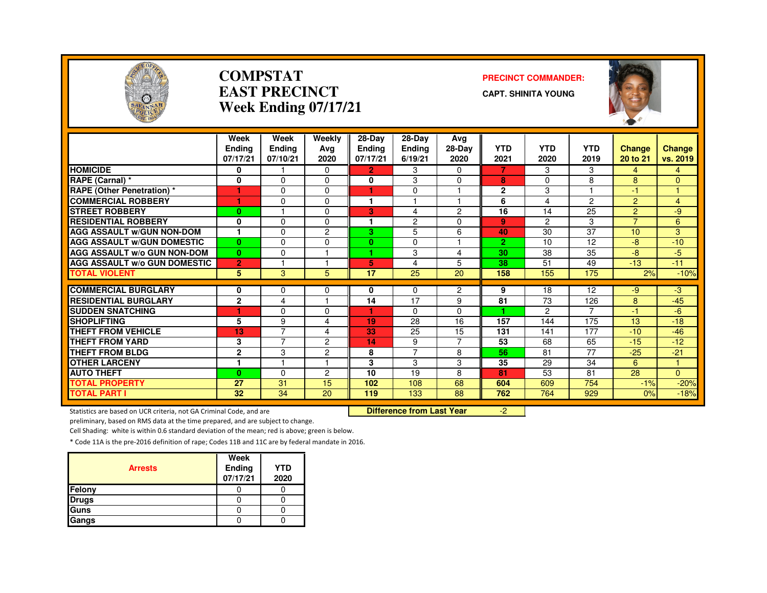# COMPSTAT
# EAST PRECINCT
# Week Ending 07/17/21

**PRECINCT COMMANDER:**

**CAPT. SHINITA YOUNG**

| | Week Ending 07/17/21 | Week Ending 07/10/21 | Weekly Avg 2020 | 28-Day Ending 07/17/21 | 28-Day Ending 6/19/21 | Avg 28-Day 2020 | YTD 2021 | YTD 2020 | YTD 2019 | Change 20 to 21 | Change vs. 2019 |
|---|---|---|---|---|---|---|---|---|---|---|---|
| HOMICIDE | 0 | 1 | 0 | 2 | 3 | 0 | 7 | 3 | 3 | 4 | 4 |
| RAPE (Carnal) * | 0 | 0 | 0 | 0 | 3 | 0 | 8 | 0 | 8 | 8 | 0 |
| RAPE (Other Penetration) * | 1 | 0 | 0 | 1 | 0 | 1 | 2 | 3 | 1 | -1 | 1 |
| COMMERCIAL ROBBERY | 1 | 0 | 0 | 1 | 1 | 1 | 6 | 4 | 2 | 2 | 4 |
| STREET ROBBERY | 0 | 1 | 0 | 3 | 4 | 2 | 16 | 14 | 25 | 2 | -9 |
| RESIDENTIAL ROBBERY | 0 | 0 | 0 | 1 | 2 | 0 | 9 | 2 | 3 | 7 | 6 |
| AGG ASSAULT w/GUN NON-DOM | 1 | 0 | 2 | 3 | 5 | 6 | 40 | 30 | 37 | 10 | 3 |
| AGG ASSAULT w/GUN DOMESTIC | 0 | 0 | 0 | 0 | 0 | 1 | 2 | 10 | 12 | -8 | -10 |
| AGG ASSAULT w/o GUN NON-DOM | 0 | 0 | 1 | 1 | 3 | 4 | 30 | 38 | 35 | -8 | -5 |
| AGG ASSAULT w/o GUN DOMESTIC | 2 | 1 | 1 | 5 | 4 | 5 | 38 | 51 | 49 | -13 | -11 |
| TOTAL VIOLENT | 5 | 3 | 5 | 17 | 25 | 20 | 158 | 155 | 175 | 2% | -10% |
| COMMERCIAL BURGLARY | 0 | 0 | 0 | 0 | 0 | 2 | 9 | 18 | 12 | -9 | -3 |
| RESIDENTIAL BURGLARY | 2 | 4 | 1 | 14 | 17 | 9 | 81 | 73 | 126 | 8 | -45 |
| SUDDEN SNATCHING | 1 | 0 | 0 | 1 | 0 | 0 | 1 | 2 | 7 | -1 | -6 |
| SHOPLIFTING | 5 | 9 | 4 | 19 | 28 | 16 | 157 | 144 | 175 | 13 | -18 |
| THEFT FROM VEHICLE | 13 | 7 | 4 | 33 | 25 | 15 | 131 | 141 | 177 | -10 | -46 |
| THEFT FROM YARD | 3 | 7 | 2 | 14 | 9 | 7 | 53 | 68 | 65 | -15 | -12 |
| THEFT FROM BLDG | 2 | 3 | 2 | 8 | 7 | 8 | 56 | 81 | 77 | -25 | -21 |
| OTHER LARCENY | 1 | 1 | 1 | 3 | 3 | 3 | 35 | 29 | 34 | 6 | 1 |
| AUTO THEFT | 0 | 0 | 2 | 10 | 19 | 8 | 81 | 53 | 81 | 28 | 0 |
| TOTAL PROPERTY | 27 | 31 | 15 | 102 | 108 | 68 | 604 | 609 | 754 | -1% | -20% |
| TOTAL PART I | 32 | 34 | 20 | 119 | 133 | 88 | 762 | 764 | 929 | 0% | -18% |

**Difference from Last Year** -2

Statistics are based on UCR criteria, not GA Criminal Code, and are preliminary, based on RMS data at the time prepared, and are subject to change.

Cell Shading: white is within 0.6 standard deviation of the mean; red is above; green is below.

* Code 11A is the pre-2016 definition of rape; Codes 11B and 11C are by federal mandate in 2016.

| Arrests | Week Ending 07/17/21 | YTD 2020 |
|---|---|---|
| Felony | 0 | 0 |
| Drugs | 0 | 0 |
| Guns | 0 | 0 |
| Gangs | 0 | 0 |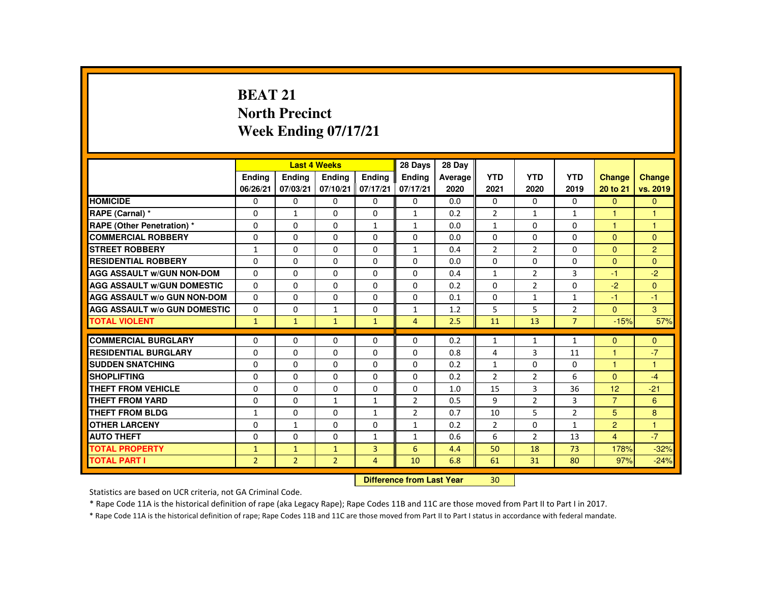# BEAT 21
## North Precinct
## Week Ending 07/17/21

| | Last 4 Weeks | | | | 28 Days | 28 Day | | | | | |
|---|---|---|---|---|---|---|---|---|---|---|---|
| | Ending 06/26/21 | Ending 07/03/21 | Ending 07/10/21 | Ending 07/17/21 | Ending 07/17/21 | Average 2020 | YTD 2021 | YTD 2020 | YTD 2019 | Change 20 to 21 | Change vs. 2019 |
| HOMICIDE | 0 | 0 | 0 | 0 | 0 | 0.0 | 0 | 0 | 0 | 0 | 0 |
| RAPE (Carnal) * | 0 | 1 | 0 | 0 | 1 | 0.2 | 2 | 1 | 1 | 1 | 1 |
| RAPE (Other Penetration) * | 0 | 0 | 0 | 1 | 1 | 0.0 | 1 | 0 | 0 | 1 | 1 |
| COMMERCIAL ROBBERY | 0 | 0 | 0 | 0 | 0 | 0.0 | 0 | 0 | 0 | 0 | 0 |
| STREET ROBBERY | 1 | 0 | 0 | 0 | 1 | 0.4 | 2 | 2 | 0 | 0 | 2 |
| RESIDENTIAL ROBBERY | 0 | 0 | 0 | 0 | 0 | 0.0 | 0 | 0 | 0 | 0 | 0 |
| AGG ASSAULT w/GUN NON-DOM | 0 | 0 | 0 | 0 | 0 | 0.4 | 1 | 2 | 3 | -1 | -2 |
| AGG ASSAULT w/GUN DOMESTIC | 0 | 0 | 0 | 0 | 0 | 0.2 | 0 | 2 | 0 | -2 | 0 |
| AGG ASSAULT w/o GUN NON-DOM | 0 | 0 | 0 | 0 | 0 | 0.1 | 0 | 1 | 1 | -1 | -1 |
| AGG ASSAULT w/o GUN DOMESTIC | 0 | 0 | 1 | 0 | 1 | 1.2 | 5 | 5 | 2 | 0 | 3 |
| TOTAL VIOLENT | 1 | 1 | 1 | 1 | 4 | 2.5 | 11 | 13 | 7 | -15% | 57% |
| COMMERCIAL BURGLARY | 0 | 0 | 0 | 0 | 0 | 0.2 | 1 | 1 | 1 | 0 | 0 |
| RESIDENTIAL BURGLARY | 0 | 0 | 0 | 0 | 0 | 0.8 | 4 | 3 | 11 | 1 | -7 |
| SUDDEN SNATCHING | 0 | 0 | 0 | 0 | 0 | 0.2 | 1 | 0 | 0 | 1 | 1 |
| SHOPLIFTING | 0 | 0 | 0 | 0 | 0 | 0.2 | 2 | 2 | 6 | 0 | -4 |
| THEFT FROM VEHICLE | 0 | 0 | 0 | 0 | 0 | 1.0 | 15 | 3 | 36 | 12 | -21 |
| THEFT FROM YARD | 0 | 0 | 1 | 1 | 2 | 0.5 | 9 | 2 | 3 | 7 | 6 |
| THEFT FROM BLDG | 1 | 0 | 0 | 1 | 2 | 0.7 | 10 | 5 | 2 | 5 | 8 |
| OTHER LARCENY | 0 | 1 | 0 | 0 | 1 | 0.2 | 2 | 0 | 1 | 2 | 1 |
| AUTO THEFT | 0 | 0 | 0 | 1 | 1 | 0.6 | 6 | 2 | 13 | 4 | -7 |
| TOTAL PROPERTY | 1 | 1 | 1 | 3 | 6 | 4.4 | 50 | 18 | 73 | 178% | -32% |
| TOTAL PART I | 2 | 2 | 2 | 4 | 10 | 6.8 | 61 | 31 | 80 | 97% | -24% |

| Difference from Last Year | 30 |
|---|---|

Statistics are based on UCR criteria, not GA Criminal Code.

* Rape Code 11A is the historical definition of rape (aka Legacy Rape); Rape Codes 11B and 11C are those moved from Part II to Part I in 2017.

* Rape Code 11A is the historical definition of rape; Rape Codes 11B and 11C are those moved from Part II to Part I status in accordance with federal mandate.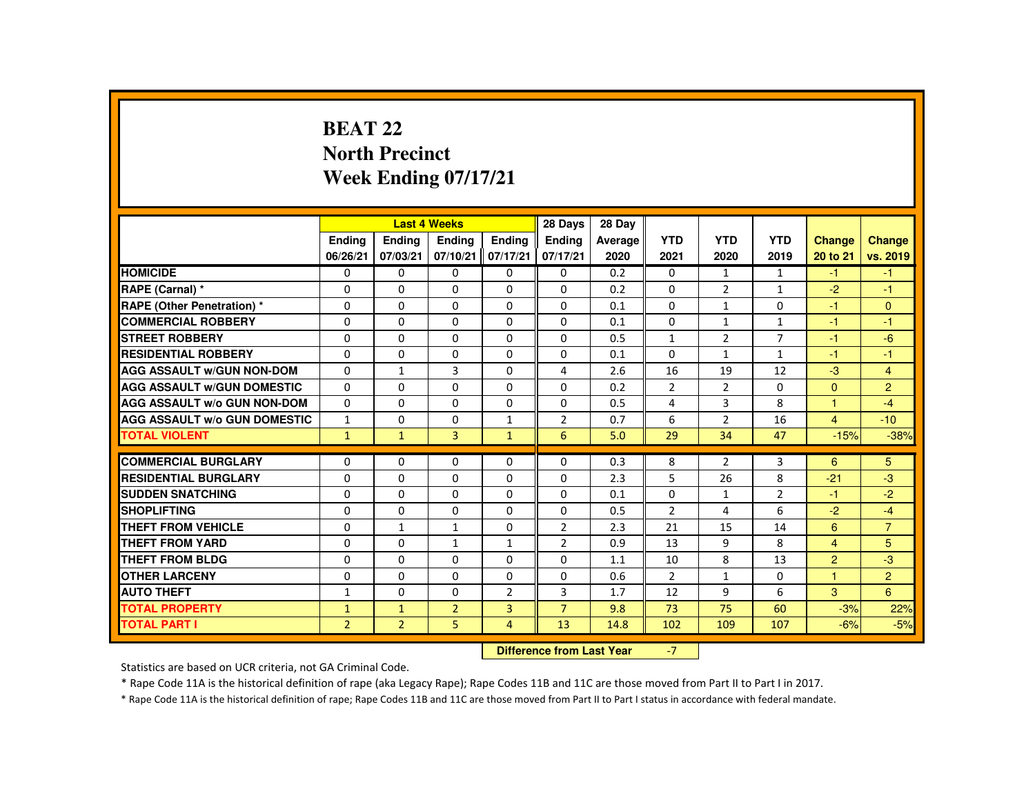# BEAT 22
## North Precinct
## Week Ending 07/17/21

| | Last 4 Weeks | | | | 28 Days | 28 Day | | | | | |
|---|---|---|---|---|---|---|---|---|---|---|---|
| | Ending 06/26/21 | Ending 07/03/21 | Ending 07/10/21 | Ending 07/17/21 | Ending 07/17/21 | Average 2020 | YTD 2021 | YTD 2020 | YTD 2019 | Change 20 to 21 | Change vs. 2019 |
| HOMICIDE | 0 | 0 | 0 | 0 | 0 | 0.2 | 0 | 1 | 1 | -1 | -1 |
| RAPE (Carnal) * | 0 | 0 | 0 | 0 | 0 | 0.2 | 0 | 2 | 1 | -2 | -1 |
| RAPE (Other Penetration) * | 0 | 0 | 0 | 0 | 0 | 0.1 | 0 | 1 | 0 | -1 | 0 |
| COMMERCIAL ROBBERY | 0 | 0 | 0 | 0 | 0 | 0.1 | 0 | 1 | 1 | -1 | -1 |
| STREET ROBBERY | 0 | 0 | 0 | 0 | 0 | 0.5 | 1 | 2 | 7 | -1 | -6 |
| RESIDENTIAL ROBBERY | 0 | 0 | 0 | 0 | 0 | 0.1 | 0 | 1 | 1 | -1 | -1 |
| AGG ASSAULT w/GUN NON-DOM | 0 | 1 | 3 | 0 | 4 | 2.6 | 16 | 19 | 12 | -3 | 4 |
| AGG ASSAULT w/GUN DOMESTIC | 0 | 0 | 0 | 0 | 0 | 0.2 | 2 | 2 | 0 | 0 | 2 |
| AGG ASSAULT w/o GUN NON-DOM | 0 | 0 | 0 | 0 | 0 | 0.5 | 4 | 3 | 8 | 1 | -4 |
| AGG ASSAULT w/o GUN DOMESTIC | 1 | 0 | 0 | 1 | 2 | 0.7 | 6 | 2 | 16 | 4 | -10 |
| TOTAL VIOLENT | 1 | 1 | 3 | 1 | 6 | 5.0 | 29 | 34 | 47 | -15% | -38% |
| COMMERCIAL BURGLARY | 0 | 0 | 0 | 0 | 0 | 0.3 | 8 | 2 | 3 | 6 | 5 |
| RESIDENTIAL BURGLARY | 0 | 0 | 0 | 0 | 0 | 2.3 | 5 | 26 | 8 | -21 | -3 |
| SUDDEN SNATCHING | 0 | 0 | 0 | 0 | 0 | 0.1 | 0 | 1 | 2 | -1 | -2 |
| SHOPLIFTING | 0 | 0 | 0 | 0 | 0 | 0.5 | 2 | 4 | 6 | -2 | -4 |
| THEFT FROM VEHICLE | 0 | 1 | 1 | 0 | 2 | 2.3 | 21 | 15 | 14 | 6 | 7 |
| THEFT FROM YARD | 0 | 0 | 1 | 1 | 2 | 0.9 | 13 | 9 | 8 | 4 | 5 |
| THEFT FROM BLDG | 0 | 0 | 0 | 0 | 0 | 1.1 | 10 | 8 | 13 | 2 | -3 |
| OTHER LARCENY | 0 | 0 | 0 | 0 | 0 | 0.6 | 2 | 1 | 0 | 1 | 2 |
| AUTO THEFT | 1 | 0 | 0 | 2 | 3 | 1.7 | 12 | 9 | 6 | 3 | 6 |
| TOTAL PROPERTY | 1 | 1 | 2 | 3 | 7 | 9.8 | 73 | 75 | 60 | -3% | 22% |
| TOTAL PART I | 2 | 2 | 5 | 4 | 13 | 14.8 | 102 | 109 | 107 | -6% | -5% |

**Difference from Last Year** -7

Statistics are based on UCR criteria, not GA Criminal Code.

* Rape Code 11A is the historical definition of rape (aka Legacy Rape); Rape Codes 11B and 11C are those moved from Part II to Part I in 2017.

* Rape Code 11A is the historical definition of rape; Rape Codes 11B and 11C are those moved from Part II to Part I status in accordance with federal mandate.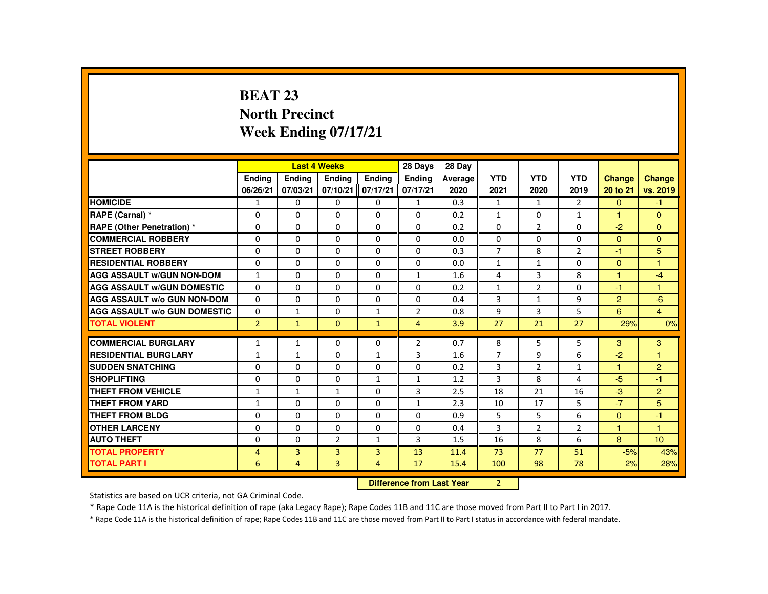# BEAT 23
## North Precinct
## Week Ending 07/17/21

| | Last 4 Weeks | | | | 28 Days | 28 Day | YTD | YTD | YTD | Change | Change |
|---|---|---|---|---|---|---|---|---|---|---|---|
| | Ending 06/26/21 | Ending 07/03/21 | Ending 07/10/21 | Ending 07/17/21 | Ending 07/17/21 | Average 2020 | 2021 | 2020 | 2019 | 20 to 21 | vs. 2019 |
| HOMICIDE | 1 | 0 | 0 | 0 | 1 | 0.3 | 1 | 1 | 2 | 0 | -1 |
| RAPE (Carnal) * | 0 | 0 | 0 | 0 | 0 | 0.2 | 1 | 0 | 1 | 1 | 0 |
| RAPE (Other Penetration) * | 0 | 0 | 0 | 0 | 0 | 0.2 | 0 | 2 | 0 | -2 | 0 |
| COMMERCIAL ROBBERY | 0 | 0 | 0 | 0 | 0 | 0.0 | 0 | 0 | 0 | 0 | 0 |
| STREET ROBBERY | 0 | 0 | 0 | 0 | 0 | 0.3 | 7 | 8 | 2 | -1 | 5 |
| RESIDENTIAL ROBBERY | 0 | 0 | 0 | 0 | 0 | 0.0 | 1 | 1 | 0 | 0 | 1 |
| AGG ASSAULT w/GUN NON-DOM | 1 | 0 | 0 | 0 | 1 | 1.6 | 4 | 3 | 8 | 1 | -4 |
| AGG ASSAULT w/GUN DOMESTIC | 0 | 0 | 0 | 0 | 0 | 0.2 | 1 | 2 | 0 | -1 | 1 |
| AGG ASSAULT w/o GUN NON-DOM | 0 | 0 | 0 | 0 | 0 | 0.4 | 3 | 1 | 9 | 2 | -6 |
| AGG ASSAULT w/o GUN DOMESTIC | 0 | 1 | 0 | 1 | 2 | 0.8 | 9 | 3 | 5 | 6 | 4 |
| TOTAL VIOLENT | 2 | 1 | 0 | 1 | 4 | 3.9 | 27 | 21 | 27 | 29% | 0% |
| COMMERCIAL BURGLARY | 1 | 1 | 0 | 0 | 2 | 0.7 | 8 | 5 | 5 | 3 | 3 |
| RESIDENTIAL BURGLARY | 1 | 1 | 0 | 1 | 3 | 1.6 | 7 | 9 | 6 | -2 | 1 |
| SUDDEN SNATCHING | 0 | 0 | 0 | 0 | 0 | 0.2 | 3 | 2 | 1 | 1 | 2 |
| SHOPLIFTING | 0 | 0 | 0 | 1 | 1 | 1.2 | 3 | 8 | 4 | -5 | -1 |
| THEFT FROM VEHICLE | 1 | 1 | 1 | 0 | 3 | 2.5 | 18 | 21 | 16 | -3 | 2 |
| THEFT FROM YARD | 1 | 0 | 0 | 0 | 1 | 2.3 | 10 | 17 | 5 | -7 | 5 |
| THEFT FROM BLDG | 0 | 0 | 0 | 0 | 0 | 0.9 | 5 | 5 | 6 | 0 | -1 |
| OTHER LARCENY | 0 | 0 | 0 | 0 | 0 | 0.4 | 3 | 2 | 2 | 1 | 1 |
| AUTO THEFT | 0 | 0 | 2 | 1 | 3 | 1.5 | 16 | 8 | 6 | 8 | 10 |
| TOTAL PROPERTY | 4 | 3 | 3 | 3 | 13 | 11.4 | 73 | 77 | 51 | -5% | 43% |
| TOTAL PART I | 6 | 4 | 3 | 4 | 17 | 15.4 | 100 | 98 | 78 | 2% | 28% |

**Difference from Last Year** 2

Statistics are based on UCR criteria, not GA Criminal Code.

* Rape Code 11A is the historical definition of rape (aka Legacy Rape); Rape Codes 11B and 11C are those moved from Part II to Part I in 2017.

* Rape Code 11A is the historical definition of rape; Rape Codes 11B and 11C are those moved from Part II to Part I status in accordance with federal mandate.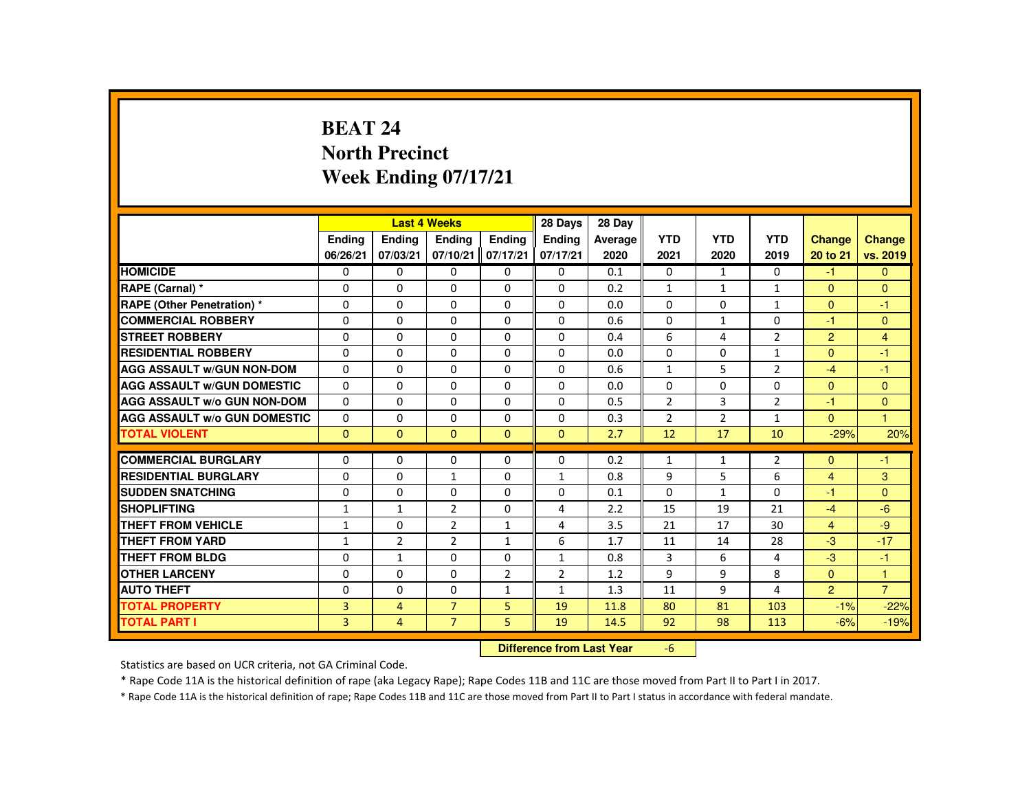# BEAT 24
## North Precinct
## Week Ending 07/17/21

| | Last 4 Weeks | | | | 28 Days | 28 Day | | | | | |
|---|---|---|---|---|---|---|---|---|---|---|---|
| | Ending 06/26/21 | Ending 07/03/21 | Ending 07/10/21 | Ending 07/17/21 | Ending 07/17/21 | Average 2020 | YTD 2021 | YTD 2020 | YTD 2019 | Change 20 to 21 | Change vs. 2019 |
| **HOMICIDE** | 0 | 0 | 0 | 0 | 0 | 0.1 | 0 | 1 | 0 | -1 | 0 |
| **RAPE (Carnal) *** | 0 | 0 | 0 | 0 | 0 | 0.2 | 1 | 1 | 1 | 0 | 0 |
| **RAPE (Other Penetration) *** | 0 | 0 | 0 | 0 | 0 | 0.0 | 0 | 0 | 1 | 0 | -1 |
| **COMMERCIAL ROBBERY** | 0 | 0 | 0 | 0 | 0 | 0.6 | 0 | 1 | 0 | -1 | 0 |
| **STREET ROBBERY** | 0 | 0 | 0 | 0 | 0 | 0.4 | 6 | 4 | 2 | 2 | 4 |
| **RESIDENTIAL ROBBERY** | 0 | 0 | 0 | 0 | 0 | 0.0 | 0 | 0 | 1 | 0 | -1 |
| **AGG ASSAULT w/GUN NON-DOM** | 0 | 0 | 0 | 0 | 0 | 0.6 | 1 | 5 | 2 | -4 | -1 |
| **AGG ASSAULT w/GUN DOMESTIC** | 0 | 0 | 0 | 0 | 0 | 0.0 | 0 | 0 | 0 | 0 | 0 |
| **AGG ASSAULT w/o GUN NON-DOM** | 0 | 0 | 0 | 0 | 0 | 0.5 | 2 | 3 | 2 | -1 | 0 |
| **AGG ASSAULT w/o GUN DOMESTIC** | 0 | 0 | 0 | 0 | 0 | 0.3 | 2 | 2 | 1 | 0 | 1 |
| **TOTAL VIOLENT** | 0 | 0 | 0 | 0 | 0 | 2.7 | 12 | 17 | 10 | -29% | 20% |
| **COMMERCIAL BURGLARY** | 0 | 0 | 0 | 0 | 0 | 0.2 | 1 | 1 | 2 | 0 | -1 |
| **RESIDENTIAL BURGLARY** | 0 | 0 | 1 | 0 | 1 | 0.8 | 9 | 5 | 6 | 4 | 3 |
| **SUDDEN SNATCHING** | 0 | 0 | 0 | 0 | 0 | 0.1 | 0 | 1 | 0 | -1 | 0 |
| **SHOPLIFTING** | 1 | 1 | 2 | 0 | 4 | 2.2 | 15 | 19 | 21 | -4 | -6 |
| **THEFT FROM VEHICLE** | 1 | 0 | 2 | 1 | 4 | 3.5 | 21 | 17 | 30 | 4 | -9 |
| **THEFT FROM YARD** | 1 | 2 | 2 | 1 | 6 | 1.7 | 11 | 14 | 28 | -3 | -17 |
| **THEFT FROM BLDG** | 0 | 1 | 0 | 0 | 1 | 0.8 | 3 | 6 | 4 | -3 | -1 |
| **OTHER LARCENY** | 0 | 0 | 0 | 2 | 2 | 1.2 | 9 | 9 | 8 | 0 | 1 |
| **AUTO THEFT** | 0 | 0 | 0 | 1 | 1 | 1.3 | 11 | 9 | 4 | 2 | 7 |
| **TOTAL PROPERTY** | 3 | 4 | 7 | 5 | 19 | 11.8 | 80 | 81 | 103 | -1% | -22% |
| **TOTAL PART I** | 3 | 4 | 7 | 5 | 19 | 14.5 | 92 | 98 | 113 | -6% | -19% |

**Difference from Last Year** -6

Statistics are based on UCR criteria, not GA Criminal Code.

* Rape Code 11A is the historical definition of rape (aka Legacy Rape); Rape Codes 11B and 11C are those moved from Part II to Part I in 2017.

* Rape Code 11A is the historical definition of rape; Rape Codes 11B and 11C are those moved from Part II to Part I status in accordance with federal mandate.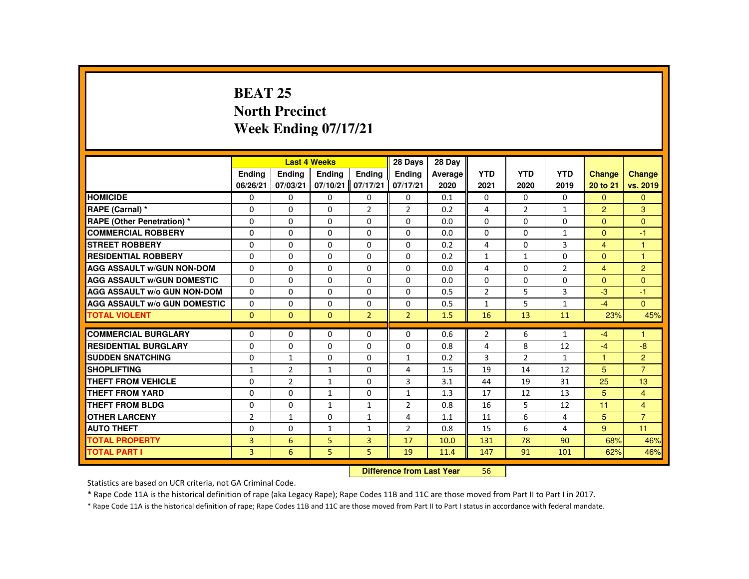# BEAT 25
# North Precinct
# Week Ending 07/17/21

| | Last 4 Weeks | | | | 28 Days | 28 Day | | | | | |
|---|---|---|---|---|---|---|---|---|---|---|---|
| | Ending 06/26/21 | Ending 07/03/21 | Ending 07/10/21 | Ending 07/17/21 | Ending 07/17/21 | Average 2020 | YTD 2021 | YTD 2020 | YTD 2019 | Change 20 to 21 | Change vs. 2019 |
| HOMICIDE | 0 | 0 | 0 | 0 | 0 | 0.1 | 0 | 0 | 0 | 0 | 0 |
| RAPE (Carnal) * | 0 | 0 | 0 | 2 | 2 | 0.2 | 4 | 2 | 1 | 2 | 3 |
| RAPE (Other Penetration) * | 0 | 0 | 0 | 0 | 0 | 0.0 | 0 | 0 | 0 | 0 | 0 |
| COMMERCIAL ROBBERY | 0 | 0 | 0 | 0 | 0 | 0.0 | 0 | 0 | 1 | 0 | -1 |
| STREET ROBBERY | 0 | 0 | 0 | 0 | 0 | 0.2 | 4 | 0 | 3 | 4 | 1 |
| RESIDENTIAL ROBBERY | 0 | 0 | 0 | 0 | 0 | 0.2 | 1 | 1 | 0 | 0 | 1 |
| AGG ASSAULT w/GUN NON-DOM | 0 | 0 | 0 | 0 | 0 | 0.0 | 4 | 0 | 2 | 4 | 2 |
| AGG ASSAULT w/GUN DOMESTIC | 0 | 0 | 0 | 0 | 0 | 0.0 | 0 | 0 | 0 | 0 | 0 |
| AGG ASSAULT w/o GUN NON-DOM | 0 | 0 | 0 | 0 | 0 | 0.5 | 2 | 5 | 3 | -3 | -1 |
| AGG ASSAULT w/o GUN DOMESTIC | 0 | 0 | 0 | 0 | 0 | 0.5 | 1 | 5 | 1 | -4 | 0 |
| TOTAL VIOLENT | 0 | 0 | 0 | 2 | 2 | 1.5 | 16 | 13 | 11 | 23% | 45% |
| COMMERCIAL BURGLARY | 0 | 0 | 0 | 0 | 0 | 0.6 | 2 | 6 | 1 | -4 | 1 |
| RESIDENTIAL BURGLARY | 0 | 0 | 0 | 0 | 0 | 0.8 | 4 | 8 | 12 | -4 | -8 |
| SUDDEN SNATCHING | 0 | 1 | 0 | 0 | 1 | 0.2 | 3 | 2 | 1 | 1 | 2 |
| SHOPLIFTING | 1 | 2 | 1 | 0 | 4 | 1.5 | 19 | 14 | 12 | 5 | 7 |
| THEFT FROM VEHICLE | 0 | 2 | 1 | 0 | 3 | 3.1 | 44 | 19 | 31 | 25 | 13 |
| THEFT FROM YARD | 0 | 0 | 1 | 0 | 1 | 1.3 | 17 | 12 | 13 | 5 | 4 |
| THEFT FROM BLDG | 0 | 0 | 1 | 1 | 2 | 0.8 | 16 | 5 | 12 | 11 | 4 |
| OTHER LARCENY | 2 | 1 | 0 | 1 | 4 | 1.1 | 11 | 6 | 4 | 5 | 7 |
| AUTO THEFT | 0 | 0 | 1 | 1 | 2 | 0.8 | 15 | 6 | 4 | 9 | 11 |
| TOTAL PROPERTY | 3 | 6 | 5 | 3 | 17 | 10.0 | 131 | 78 | 90 | 68% | 46% |
| TOTAL PART I | 3 | 6 | 5 | 5 | 19 | 11.4 | 147 | 91 | 101 | 62% | 46% |

**Difference from Last Year** 56

Statistics are based on UCR criteria, not GA Criminal Code.

* Rape Code 11A is the historical definition of rape (aka Legacy Rape); Rape Codes 11B and 11C are those moved from Part II to Part I in 2017.

* Rape Code 11A is the historical definition of rape; Rape Codes 11B and 11C are those moved from Part II to Part I status in accordance with federal mandate.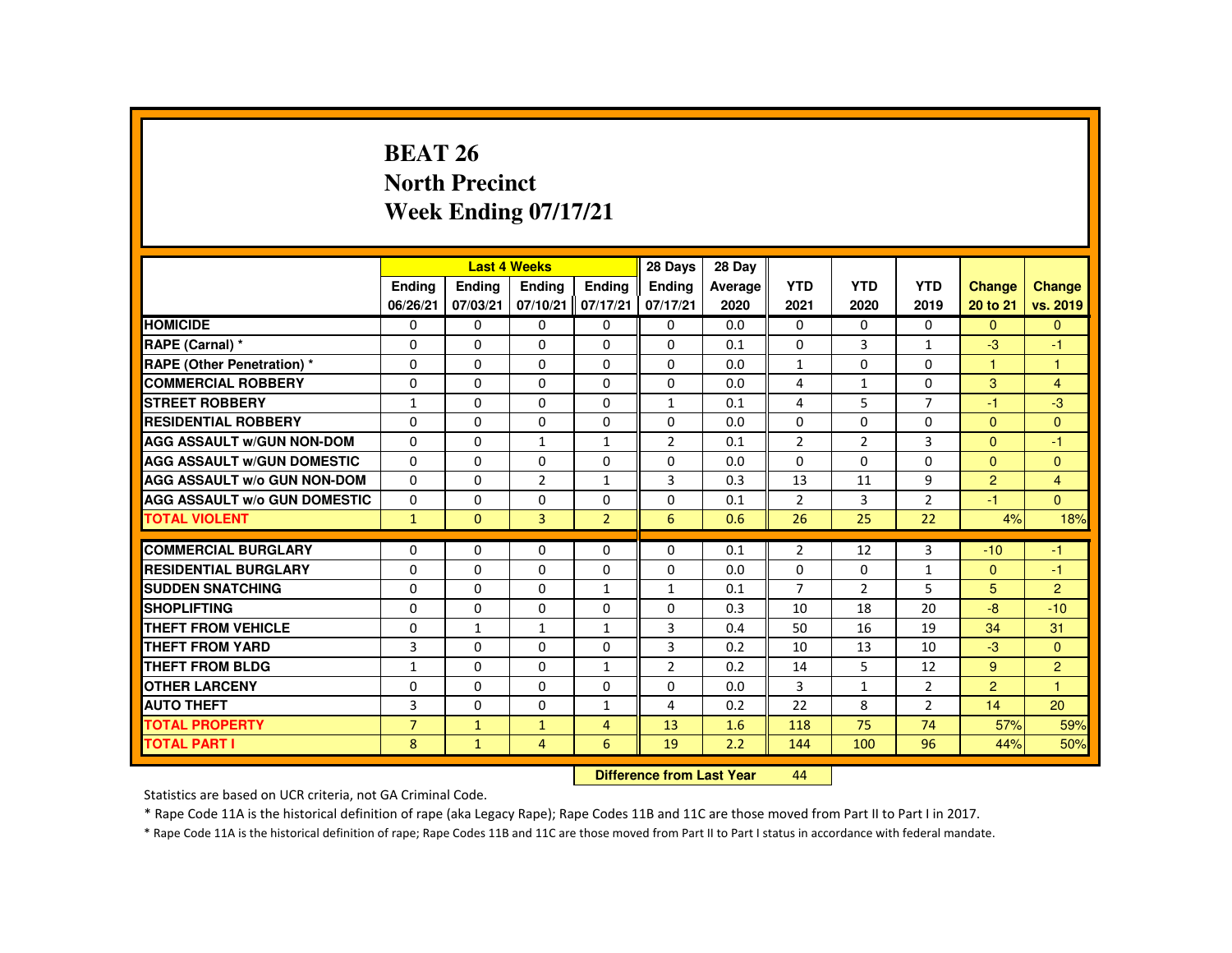# BEAT 26
## North Precinct
## Week Ending 07/17/21

| | Last 4 Weeks | | | | 28 Days | 28 Day | YTD | YTD | YTD | Change | Change |
|---|---|---|---|---|---|---|---|---|---|---|---|
| | Ending 06/26/21 | Ending 07/03/21 | Ending 07/10/21 | Ending 07/17/21 | Ending 07/17/21 | Average 2020 | 2021 | 2020 | 2019 | 20 to 21 | vs. 2019 |
| HOMICIDE | 0 | 0 | 0 | 0 | 0 | 0.0 | 0 | 0 | 0 | 0 | 0 |
| RAPE (Carnal) * | 0 | 0 | 0 | 0 | 0 | 0.1 | 0 | 3 | 1 | -3 | -1 |
| RAPE (Other Penetration) * | 0 | 0 | 0 | 0 | 0 | 0.0 | 1 | 0 | 0 | 1 | 1 |
| COMMERCIAL ROBBERY | 0 | 0 | 0 | 0 | 0 | 0.0 | 4 | 1 | 0 | 3 | 4 |
| STREET ROBBERY | 1 | 0 | 0 | 0 | 1 | 0.1 | 4 | 5 | 7 | -1 | -3 |
| RESIDENTIAL ROBBERY | 0 | 0 | 0 | 0 | 0 | 0.0 | 0 | 0 | 0 | 0 | 0 |
| AGG ASSAULT w/GUN NON-DOM | 0 | 0 | 1 | 1 | 2 | 0.1 | 2 | 2 | 3 | 0 | -1 |
| AGG ASSAULT w/GUN DOMESTIC | 0 | 0 | 0 | 0 | 0 | 0.0 | 0 | 0 | 0 | 0 | 0 |
| AGG ASSAULT w/o GUN NON-DOM | 0 | 0 | 2 | 1 | 3 | 0.3 | 13 | 11 | 9 | 2 | 4 |
| AGG ASSAULT w/o GUN DOMESTIC | 0 | 0 | 0 | 0 | 0 | 0.1 | 2 | 3 | 2 | -1 | 0 |
| TOTAL VIOLENT | 1 | 0 | 3 | 2 | 6 | 0.6 | 26 | 25 | 22 | 4% | 18% |
| COMMERCIAL BURGLARY | 0 | 0 | 0 | 0 | 0 | 0.1 | 2 | 12 | 3 | -10 | -1 |
| RESIDENTIAL BURGLARY | 0 | 0 | 0 | 0 | 0 | 0.0 | 0 | 0 | 1 | 0 | -1 |
| SUDDEN SNATCHING | 0 | 0 | 0 | 1 | 1 | 0.1 | 7 | 2 | 5 | 5 | 2 |
| SHOPLIFTING | 0 | 0 | 0 | 0 | 0 | 0.3 | 10 | 18 | 20 | -8 | -10 |
| THEFT FROM VEHICLE | 0 | 1 | 1 | 1 | 3 | 0.4 | 50 | 16 | 19 | 34 | 31 |
| THEFT FROM YARD | 3 | 0 | 0 | 0 | 3 | 0.2 | 10 | 13 | 10 | -3 | 0 |
| THEFT FROM BLDG | 1 | 0 | 0 | 1 | 2 | 0.2 | 14 | 5 | 12 | 9 | 2 |
| OTHER LARCENY | 0 | 0 | 0 | 0 | 0 | 0.0 | 3 | 1 | 2 | 2 | 1 |
| AUTO THEFT | 3 | 0 | 0 | 1 | 4 | 0.2 | 22 | 8 | 2 | 14 | 20 |
| TOTAL PROPERTY | 7 | 1 | 1 | 4 | 13 | 1.6 | 118 | 75 | 74 | 57% | 59% |
| TOTAL PART I | 8 | 1 | 4 | 6 | 19 | 2.2 | 144 | 100 | 96 | 44% | 50% |

**Difference from Last Year** 44

Statistics are based on UCR criteria, not GA Criminal Code.

* Rape Code 11A is the historical definition of rape (aka Legacy Rape); Rape Codes 11B and 11C are those moved from Part II to Part I in 2017.

* Rape Code 11A is the historical definition of rape; Rape Codes 11B and 11C are those moved from Part II to Part I status in accordance with federal mandate.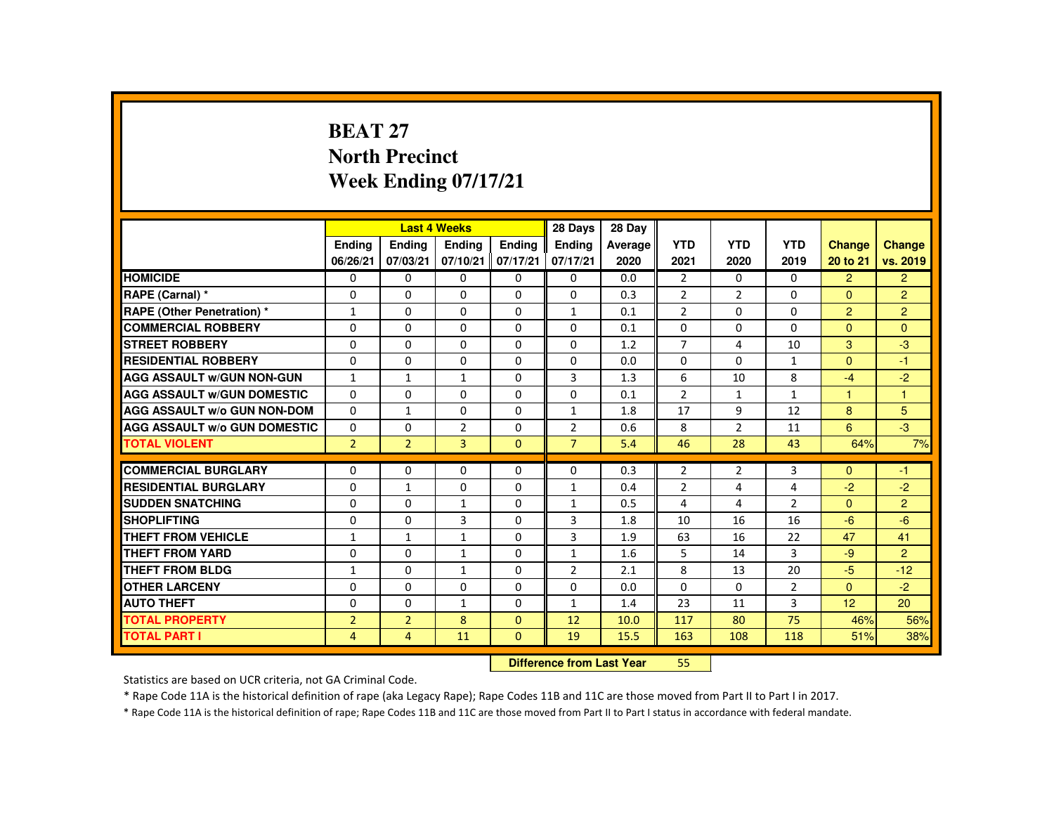# BEAT 27
## North Precinct
## Week Ending 07/17/21

| | Last 4 Weeks | | | | 28 Days | 28 Day | | | | | |
|---|---|---|---|---|---|---|---|---|---|---|---|
| | Ending 06/26/21 | Ending 07/03/21 | Ending 07/10/21 | Ending 07/17/21 | Ending 07/17/21 | Average 2020 | YTD 2021 | YTD 2020 | YTD 2019 | Change 20 to 21 | Change vs. 2019 |
| HOMICIDE | 0 | 0 | 0 | 0 | 0 | 0.0 | 2 | 0 | 0 | 2 | 2 |
| RAPE (Carnal) * | 0 | 0 | 0 | 0 | 0 | 0.3 | 2 | 2 | 0 | 0 | 2 |
| RAPE (Other Penetration) * | 1 | 0 | 0 | 0 | 1 | 0.1 | 2 | 0 | 0 | 2 | 2 |
| COMMERCIAL ROBBERY | 0 | 0 | 0 | 0 | 0 | 0.1 | 0 | 0 | 0 | 0 | 0 |
| STREET ROBBERY | 0 | 0 | 0 | 0 | 0 | 1.2 | 7 | 4 | 10 | 3 | -3 |
| RESIDENTIAL ROBBERY | 0 | 0 | 0 | 0 | 0 | 0.0 | 0 | 0 | 1 | 0 | -1 |
| AGG ASSAULT w/GUN NON-GUN | 1 | 1 | 1 | 0 | 3 | 1.3 | 6 | 10 | 8 | -4 | -2 |
| AGG ASSAULT w/GUN DOMESTIC | 0 | 0 | 0 | 0 | 0 | 0.1 | 2 | 1 | 1 | 1 | 1 |
| AGG ASSAULT w/o GUN NON-DOM | 0 | 1 | 0 | 0 | 1 | 1.8 | 17 | 9 | 12 | 8 | 5 |
| AGG ASSAULT w/o GUN DOMESTIC | 0 | 0 | 2 | 0 | 2 | 0.6 | 8 | 2 | 11 | 6 | -3 |
| TOTAL VIOLENT | 2 | 2 | 3 | 0 | 7 | 5.4 | 46 | 28 | 43 | 64% | 7% |
| COMMERCIAL BURGLARY | 0 | 0 | 0 | 0 | 0 | 0.3 | 2 | 2 | 3 | 0 | -1 |
| RESIDENTIAL BURGLARY | 0 | 1 | 0 | 0 | 1 | 0.4 | 2 | 4 | 4 | -2 | -2 |
| SUDDEN SNATCHING | 0 | 0 | 1 | 0 | 1 | 0.5 | 4 | 4 | 2 | 0 | 2 |
| SHOPLIFTING | 0 | 0 | 3 | 0 | 3 | 1.8 | 10 | 16 | 16 | -6 | -6 |
| THEFT FROM VEHICLE | 1 | 1 | 1 | 0 | 3 | 1.9 | 63 | 16 | 22 | 47 | 41 |
| THEFT FROM YARD | 0 | 0 | 1 | 0 | 1 | 1.6 | 5 | 14 | 3 | -9 | 2 |
| THEFT FROM BLDG | 1 | 0 | 1 | 0 | 2 | 2.1 | 8 | 13 | 20 | -5 | -12 |
| OTHER LARCENY | 0 | 0 | 0 | 0 | 0 | 0.0 | 0 | 0 | 2 | 0 | -2 |
| AUTO THEFT | 0 | 0 | 1 | 0 | 1 | 1.4 | 23 | 11 | 3 | 12 | 20 |
| TOTAL PROPERTY | 2 | 2 | 8 | 0 | 12 | 10.0 | 117 | 80 | 75 | 46% | 56% |
| TOTAL PART I | 4 | 4 | 11 | 0 | 19 | 15.5 | 163 | 108 | 118 | 51% | 38% |

**Difference from Last Year** 55

Statistics are based on UCR criteria, not GA Criminal Code.

* Rape Code 11A is the historical definition of rape (aka Legacy Rape); Rape Codes 11B and 11C are those moved from Part II to Part I in 2017.

* Rape Code 11A is the historical definition of rape; Rape Codes 11B and 11C are those moved from Part II to Part I status in accordance with federal mandate.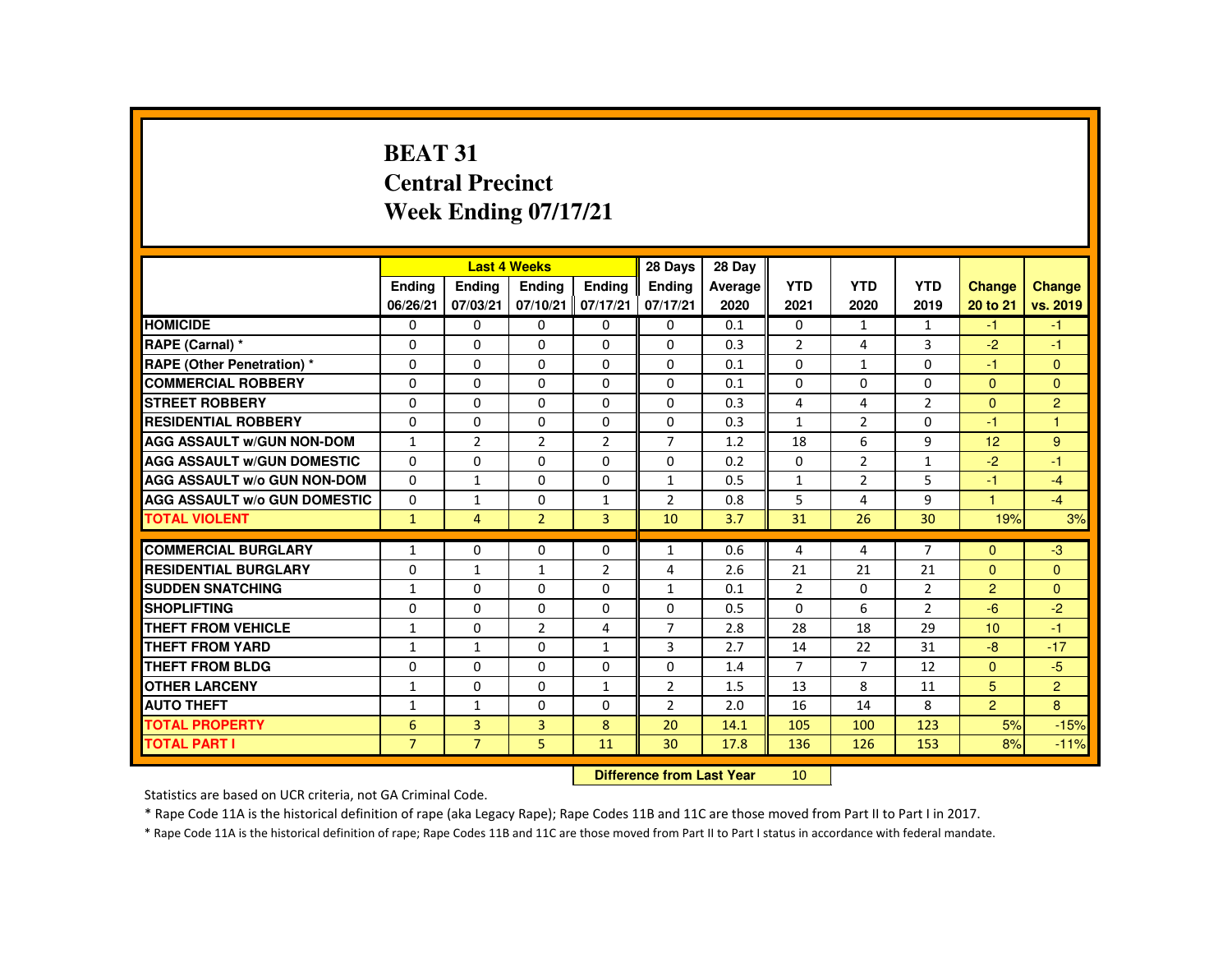# BEAT 31
## Central Precinct
## Week Ending 07/17/21

| | Last 4 Weeks | | | | 28 Days | 28 Day | | | | | |
|---|---|---|---|---|---|---|---|---|---|---|---|
| | Ending 06/26/21 | Ending 07/03/21 | Ending 07/10/21 | Ending 07/17/21 | Ending 07/17/21 | Average 2020 | YTD 2021 | YTD 2020 | YTD 2019 | Change 20 to 21 | Change vs. 2019 |
| HOMICIDE | 0 | 0 | 0 | 0 | 0 | 0.1 | 0 | 1 | 1 | -1 | -1 |
| RAPE (Carnal) * | 0 | 0 | 0 | 0 | 0 | 0.3 | 2 | 4 | 3 | -2 | -1 |
| RAPE (Other Penetration) * | 0 | 0 | 0 | 0 | 0 | 0.1 | 0 | 1 | 0 | -1 | 0 |
| COMMERCIAL ROBBERY | 0 | 0 | 0 | 0 | 0 | 0.1 | 0 | 0 | 0 | 0 | 0 |
| STREET ROBBERY | 0 | 0 | 0 | 0 | 0 | 0.3 | 4 | 4 | 2 | 0 | 2 |
| RESIDENTIAL ROBBERY | 0 | 0 | 0 | 0 | 0 | 0.3 | 1 | 2 | 0 | -1 | 1 |
| AGG ASSAULT w/GUN NON-DOM | 1 | 2 | 2 | 2 | 7 | 1.2 | 18 | 6 | 9 | 12 | 9 |
| AGG ASSAULT w/GUN DOMESTIC | 0 | 0 | 0 | 0 | 0 | 0.2 | 0 | 2 | 1 | -2 | -1 |
| AGG ASSAULT w/o GUN NON-DOM | 0 | 1 | 0 | 0 | 1 | 0.5 | 1 | 2 | 5 | -1 | -4 |
| AGG ASSAULT w/o GUN DOMESTIC | 0 | 1 | 0 | 1 | 2 | 0.8 | 5 | 4 | 9 | 1 | -4 |
| TOTAL VIOLENT | 1 | 4 | 2 | 3 | 10 | 3.7 | 31 | 26 | 30 | 19% | 3% |
| COMMERCIAL BURGLARY | 1 | 0 | 0 | 0 | 1 | 0.6 | 4 | 4 | 7 | 0 | -3 |
| RESIDENTIAL BURGLARY | 0 | 1 | 1 | 2 | 4 | 2.6 | 21 | 21 | 21 | 0 | 0 |
| SUDDEN SNATCHING | 1 | 0 | 0 | 0 | 1 | 0.1 | 2 | 0 | 2 | 2 | 0 |
| SHOPLIFTING | 0 | 0 | 0 | 0 | 0 | 0.5 | 0 | 6 | 2 | -6 | -2 |
| THEFT FROM VEHICLE | 1 | 0 | 2 | 4 | 7 | 2.8 | 28 | 18 | 29 | 10 | -1 |
| THEFT FROM YARD | 1 | 1 | 0 | 1 | 3 | 2.7 | 14 | 22 | 31 | -8 | -17 |
| THEFT FROM BLDG | 0 | 0 | 0 | 0 | 0 | 1.4 | 7 | 7 | 12 | 0 | -5 |
| OTHER LARCENY | 1 | 0 | 0 | 1 | 2 | 1.5 | 13 | 8 | 11 | 5 | 2 |
| AUTO THEFT | 1 | 1 | 0 | 0 | 2 | 2.0 | 16 | 14 | 8 | 2 | 8 |
| TOTAL PROPERTY | 6 | 3 | 3 | 8 | 20 | 14.1 | 105 | 100 | 123 | 5% | -15% |
| TOTAL PART I | 7 | 7 | 5 | 11 | 30 | 17.8 | 136 | 126 | 153 | 8% | -11% |

**Difference from Last Year** 10

Statistics are based on UCR criteria, not GA Criminal Code.

* Rape Code 11A is the historical definition of rape (aka Legacy Rape); Rape Codes 11B and 11C are those moved from Part II to Part I in 2017.

* Rape Code 11A is the historical definition of rape; Rape Codes 11B and 11C are those moved from Part II to Part I status in accordance with federal mandate.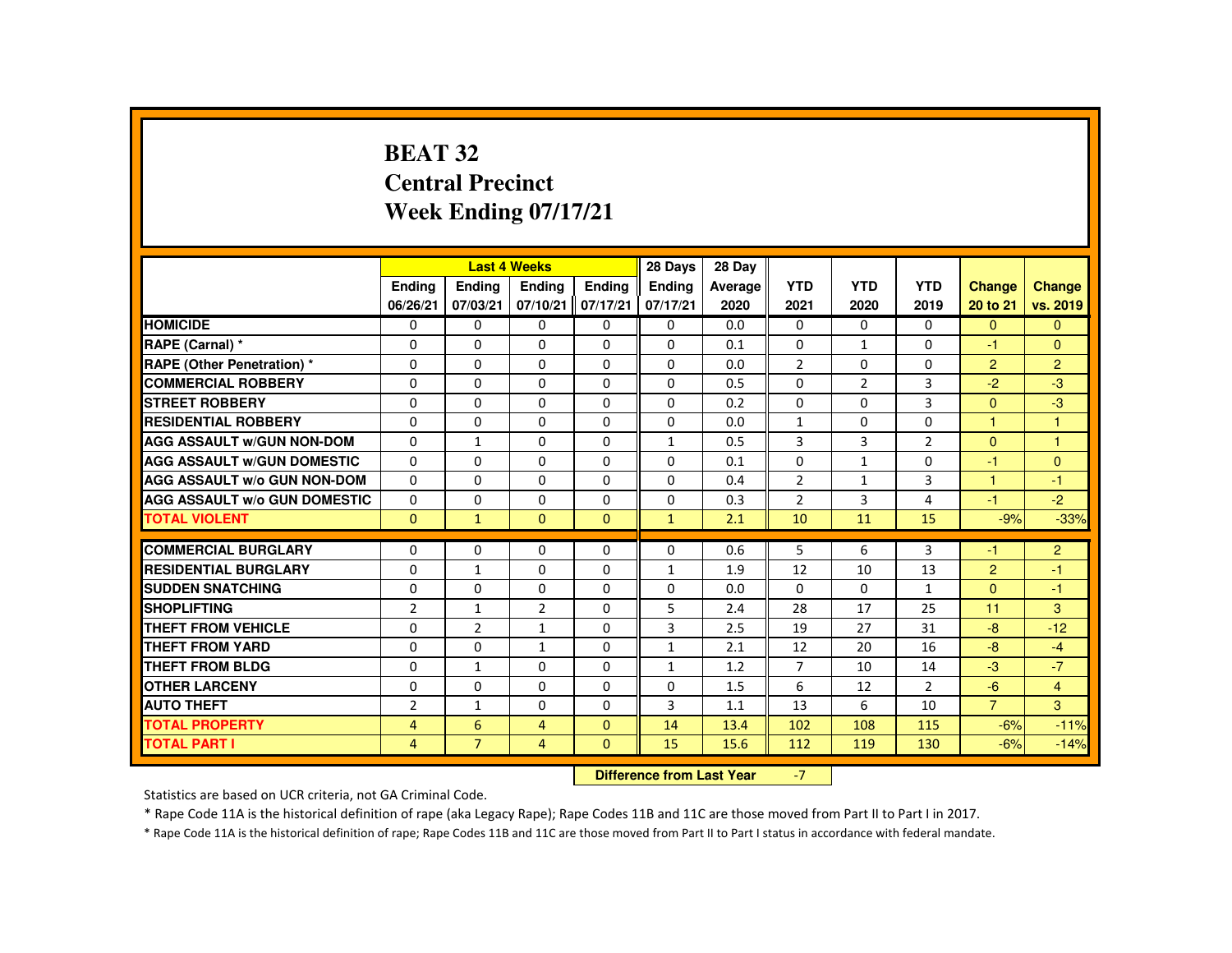# BEAT 32
# Central Precinct
# Week Ending 07/17/21

| | Last 4 Weeks | | | | 28 Days | 28 Day | YTD | YTD | YTD | Change | Change |
|---|---|---|---|---|---|---|---|---|---|---|---|
| | Ending 06/26/21 | Ending 07/03/21 | Ending 07/10/21 | Ending 07/17/21 | Ending 07/17/21 | Average 2020 | 2021 | 2020 | 2019 | 20 to 21 | vs. 2019 |
| **HOMICIDE** | 0 | 0 | 0 | 0 | 0 | 0.0 | 0 | 0 | 0 | 0 | 0 |
| **RAPE (Carnal) *** | 0 | 0 | 0 | 0 | 0 | 0.1 | 0 | 1 | 0 | -1 | 0 |
| **RAPE (Other Penetration) *** | 0 | 0 | 0 | 0 | 0 | 0.0 | 2 | 0 | 0 | 2 | 2 |
| **COMMERCIAL ROBBERY** | 0 | 0 | 0 | 0 | 0 | 0.5 | 0 | 2 | 3 | -2 | -3 |
| **STREET ROBBERY** | 0 | 0 | 0 | 0 | 0 | 0.2 | 0 | 0 | 3 | 0 | -3 |
| **RESIDENTIAL ROBBERY** | 0 | 0 | 0 | 0 | 0 | 0.0 | 1 | 0 | 0 | 1 | 1 |
| **AGG ASSAULT w/GUN NON-DOM** | 0 | 1 | 0 | 0 | 1 | 0.5 | 3 | 3 | 2 | 0 | 1 |
| **AGG ASSAULT w/GUN DOMESTIC** | 0 | 0 | 0 | 0 | 0 | 0.1 | 0 | 1 | 0 | -1 | 0 |
| **AGG ASSAULT w/o GUN NON-DOM** | 0 | 0 | 0 | 0 | 0 | 0.4 | 2 | 1 | 3 | 1 | -1 |
| **AGG ASSAULT w/o GUN DOMESTIC** | 0 | 0 | 0 | 0 | 0 | 0.3 | 2 | 3 | 4 | -1 | -2 |
| **TOTAL VIOLENT** | 0 | 1 | 0 | 0 | 1 | 2.1 | 10 | 11 | 15 | -9% | -33% |
| **COMMERCIAL BURGLARY** | 0 | 0 | 0 | 0 | 0 | 0.6 | 5 | 6 | 3 | -1 | 2 |
| **RESIDENTIAL BURGLARY** | 0 | 1 | 0 | 0 | 1 | 1.9 | 12 | 10 | 13 | 2 | -1 |
| **SUDDEN SNATCHING** | 0 | 0 | 0 | 0 | 0 | 0.0 | 0 | 0 | 1 | 0 | -1 |
| **SHOPLIFTING** | 2 | 1 | 2 | 0 | 5 | 2.4 | 28 | 17 | 25 | 11 | 3 |
| **THEFT FROM VEHICLE** | 0 | 2 | 1 | 0 | 3 | 2.5 | 19 | 27 | 31 | -8 | -12 |
| **THEFT FROM YARD** | 0 | 0 | 1 | 0 | 1 | 2.1 | 12 | 20 | 16 | -8 | -4 |
| **THEFT FROM BLDG** | 0 | 1 | 0 | 0 | 1 | 1.2 | 7 | 10 | 14 | -3 | -7 |
| **OTHER LARCENY** | 0 | 0 | 0 | 0 | 0 | 1.5 | 6 | 12 | 2 | -6 | 4 |
| **AUTO THEFT** | 2 | 1 | 0 | 0 | 3 | 1.1 | 13 | 6 | 10 | 7 | 3 |
| **TOTAL PROPERTY** | 4 | 6 | 4 | 0 | 14 | 13.4 | 102 | 108 | 115 | -6% | -11% |
| **TOTAL PART I** | 4 | 7 | 4 | 0 | 15 | 15.6 | 112 | 119 | 130 | -6% | -14% |

**Difference from Last Year** -7

Statistics are based on UCR criteria, not GA Criminal Code.

* Rape Code 11A is the historical definition of rape (aka Legacy Rape); Rape Codes 11B and 11C are those moved from Part II to Part I in 2017.

* Rape Code 11A is the historical definition of rape; Rape Codes 11B and 11C are those moved from Part II to Part I status in accordance with federal mandate.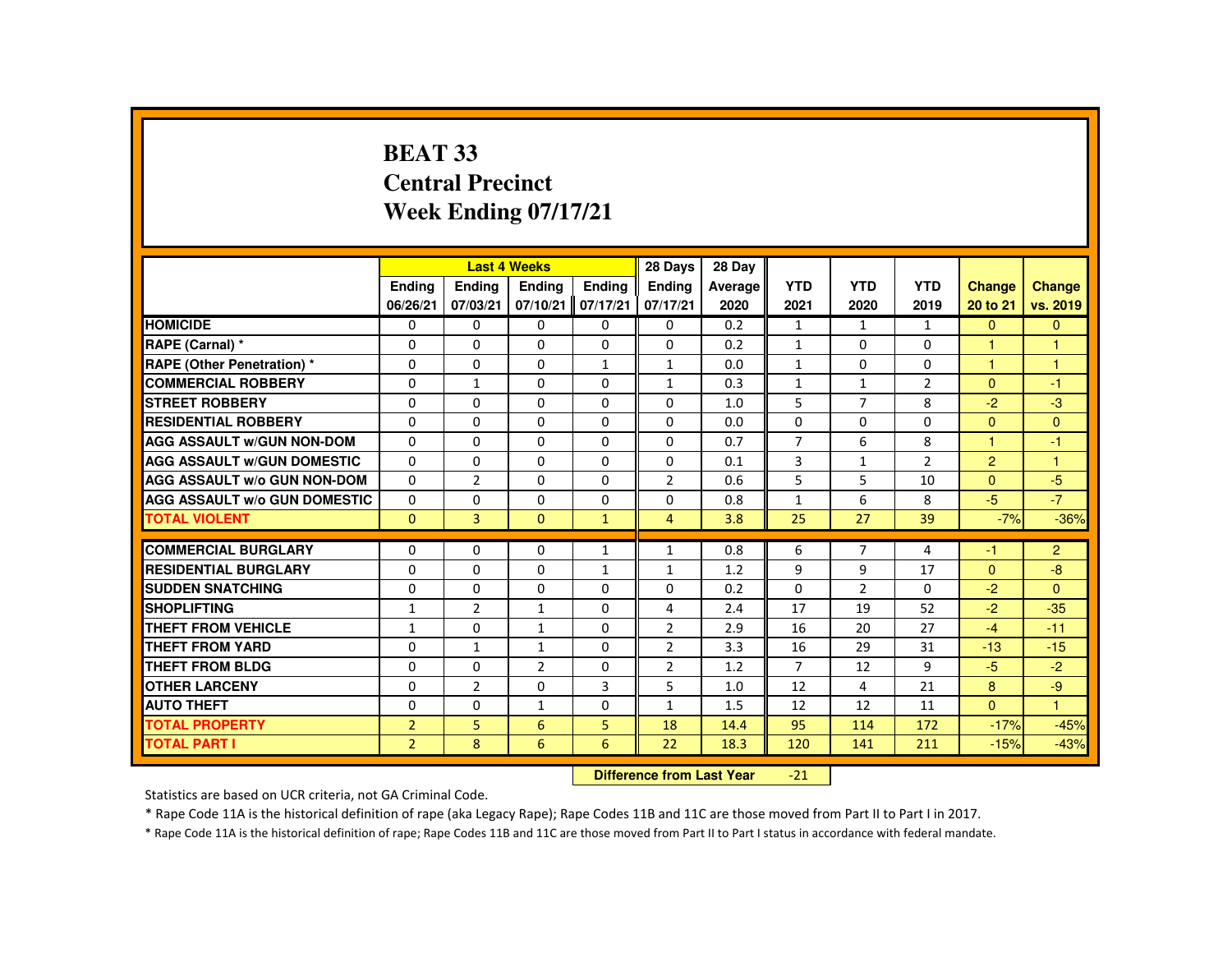# BEAT 33
## Central Precinct
## Week Ending 07/17/21

| | Last 4 Weeks | | | | 28 Days | 28 Day | YTD | YTD | YTD | Change | Change |
|---|---|---|---|---|---|---|---|---|---|---|---|
| | Ending 06/26/21 | Ending 07/03/21 | Ending 07/10/21 | Ending 07/17/21 | Ending 07/17/21 | Average 2020 | 2021 | 2020 | 2019 | 20 to 21 | vs. 2019 |
| HOMICIDE | 0 | 0 | 0 | 0 | 0 | 0.2 | 1 | 1 | 1 | 0 | 0 |
| RAPE (Carnal) * | 0 | 0 | 0 | 0 | 0 | 0.2 | 1 | 0 | 0 | 1 | 1 |
| RAPE (Other Penetration) * | 0 | 0 | 0 | 1 | 1 | 0.0 | 1 | 0 | 0 | 1 | 1 |
| COMMERCIAL ROBBERY | 0 | 1 | 0 | 0 | 1 | 0.3 | 1 | 1 | 2 | 0 | -1 |
| STREET ROBBERY | 0 | 0 | 0 | 0 | 0 | 1.0 | 5 | 7 | 8 | -2 | -3 |
| RESIDENTIAL ROBBERY | 0 | 0 | 0 | 0 | 0 | 0.0 | 0 | 0 | 0 | 0 | 0 |
| AGG ASSAULT w/GUN NON-DOM | 0 | 0 | 0 | 0 | 0 | 0.7 | 7 | 6 | 8 | 1 | -1 |
| AGG ASSAULT w/GUN DOMESTIC | 0 | 0 | 0 | 0 | 0 | 0.1 | 3 | 1 | 2 | 2 | 1 |
| AGG ASSAULT w/o GUN NON-DOM | 0 | 2 | 0 | 0 | 2 | 0.6 | 5 | 5 | 10 | 0 | -5 |
| AGG ASSAULT w/o GUN DOMESTIC | 0 | 0 | 0 | 0 | 0 | 0.8 | 1 | 6 | 8 | -5 | -7 |
| TOTAL VIOLENT | 0 | 3 | 0 | 1 | 4 | 3.8 | 25 | 27 | 39 | -7% | -36% |
| COMMERCIAL BURGLARY | 0 | 0 | 0 | 1 | 1 | 0.8 | 6 | 7 | 4 | -1 | 2 |
| RESIDENTIAL BURGLARY | 0 | 0 | 0 | 1 | 1 | 1.2 | 9 | 9 | 17 | 0 | -8 |
| SUDDEN SNATCHING | 0 | 0 | 0 | 0 | 0 | 0.2 | 0 | 2 | 0 | -2 | 0 |
| SHOPLIFTING | 1 | 2 | 1 | 0 | 4 | 2.4 | 17 | 19 | 52 | -2 | -35 |
| THEFT FROM VEHICLE | 1 | 0 | 1 | 0 | 2 | 2.9 | 16 | 20 | 27 | -4 | -11 |
| THEFT FROM YARD | 0 | 1 | 1 | 0 | 2 | 3.3 | 16 | 29 | 31 | -13 | -15 |
| THEFT FROM BLDG | 0 | 0 | 2 | 0 | 2 | 1.2 | 7 | 12 | 9 | -5 | -2 |
| OTHER LARCENY | 0 | 2 | 0 | 3 | 5 | 1.0 | 12 | 4 | 21 | 8 | -9 |
| AUTO THEFT | 0 | 0 | 1 | 0 | 1 | 1.5 | 12 | 12 | 11 | 0 | 1 |
| TOTAL PROPERTY | 2 | 5 | 6 | 5 | 18 | 14.4 | 95 | 114 | 172 | -17% | -45% |
| TOTAL PART I | 2 | 8 | 6 | 6 | 22 | 18.3 | 120 | 141 | 211 | -15% | -43% |

**Difference from Last Year** -21

Statistics are based on UCR criteria, not GA Criminal Code.

* Rape Code 11A is the historical definition of rape (aka Legacy Rape); Rape Codes 11B and 11C are those moved from Part II to Part I in 2017.

* Rape Code 11A is the historical definition of rape; Rape Codes 11B and 11C are those moved from Part II to Part I status in accordance with federal mandate.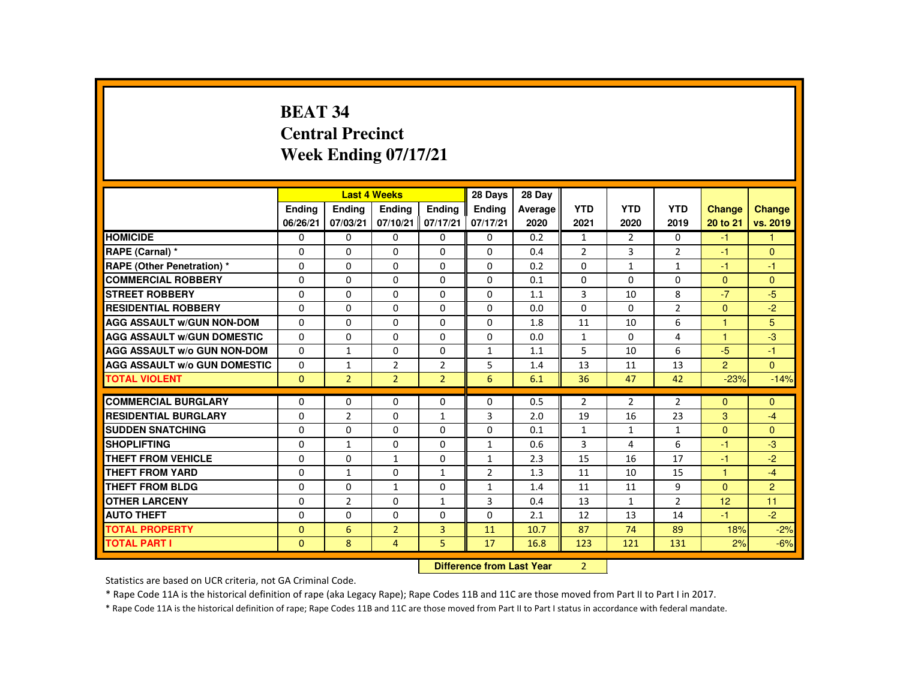# BEAT 34
## Central Precinct
## Week Ending 07/17/21

| | Last 4 Weeks | | | | 28 Days | 28 Day | | | | | |
|---|---|---|---|---|---|---|---|---|---|---|---|
| | Ending 06/26/21 | Ending 07/03/21 | Ending 07/10/21 | Ending 07/17/21 | Ending 07/17/21 | Average 2020 | YTD 2021 | YTD 2020 | YTD 2019 | Change 20 to 21 | Change vs. 2019 |
| **HOMICIDE** | 0 | 0 | 0 | 0 | 0 | 0.2 | 1 | 2 | 0 | -1 | 1 |
| **RAPE (Carnal) *** | 0 | 0 | 0 | 0 | 0 | 0.4 | 2 | 3 | 2 | -1 | 0 |
| **RAPE (Other Penetration) *** | 0 | 0 | 0 | 0 | 0 | 0.2 | 0 | 1 | 1 | -1 | -1 |
| **COMMERCIAL ROBBERY** | 0 | 0 | 0 | 0 | 0 | 0.1 | 0 | 0 | 0 | 0 | 0 |
| **STREET ROBBERY** | 0 | 0 | 0 | 0 | 0 | 1.1 | 3 | 10 | 8 | -7 | -5 |
| **RESIDENTIAL ROBBERY** | 0 | 0 | 0 | 0 | 0 | 0.0 | 0 | 0 | 2 | 0 | -2 |
| **AGG ASSAULT w/GUN NON-DOM** | 0 | 0 | 0 | 0 | 0 | 1.8 | 11 | 10 | 6 | 1 | 5 |
| **AGG ASSAULT w/GUN DOMESTIC** | 0 | 0 | 0 | 0 | 0 | 0.0 | 1 | 0 | 4 | 1 | -3 |
| **AGG ASSAULT w/o GUN NON-DOM** | 0 | 1 | 0 | 0 | 1 | 1.1 | 5 | 10 | 6 | -5 | -1 |
| **AGG ASSAULT w/o GUN DOMESTIC** | 0 | 1 | 2 | 2 | 5 | 1.4 | 13 | 11 | 13 | 2 | 0 |
| **TOTAL VIOLENT** | 0 | 2 | 2 | 2 | 6 | 6.1 | 36 | 47 | 42 | -23% | -14% |
| **COMMERCIAL BURGLARY** | 0 | 0 | 0 | 0 | 0 | 0.5 | 2 | 2 | 2 | 0 | 0 |
| **RESIDENTIAL BURGLARY** | 0 | 2 | 0 | 1 | 3 | 2.0 | 19 | 16 | 23 | 3 | -4 |
| **SUDDEN SNATCHING** | 0 | 0 | 0 | 0 | 0 | 0.1 | 1 | 1 | 1 | 0 | 0 |
| **SHOPLIFTING** | 0 | 1 | 0 | 0 | 1 | 0.6 | 3 | 4 | 6 | -1 | -3 |
| **THEFT FROM VEHICLE** | 0 | 0 | 1 | 0 | 1 | 2.3 | 15 | 16 | 17 | -1 | -2 |
| **THEFT FROM YARD** | 0 | 1 | 0 | 1 | 2 | 1.3 | 11 | 10 | 15 | 1 | -4 |
| **THEFT FROM BLDG** | 0 | 0 | 1 | 0 | 1 | 1.4 | 11 | 11 | 9 | 0 | 2 |
| **OTHER LARCENY** | 0 | 2 | 0 | 1 | 3 | 0.4 | 13 | 1 | 2 | 12 | 11 |
| **AUTO THEFT** | 0 | 0 | 0 | 0 | 0 | 2.1 | 12 | 13 | 14 | -1 | -2 |
| **TOTAL PROPERTY** | 0 | 6 | 2 | 3 | 11 | 10.7 | 87 | 74 | 89 | 18% | -2% |
| **TOTAL PART I** | 0 | 8 | 4 | 5 | 17 | 16.8 | 123 | 121 | 131 | 2% | -6% |

**Difference from Last Year** 2

Statistics are based on UCR criteria, not GA Criminal Code.

* Rape Code 11A is the historical definition of rape (aka Legacy Rape); Rape Codes 11B and 11C are those moved from Part II to Part I in 2017.

* Rape Code 11A is the historical definition of rape; Rape Codes 11B and 11C are those moved from Part II to Part I status in accordance with federal mandate.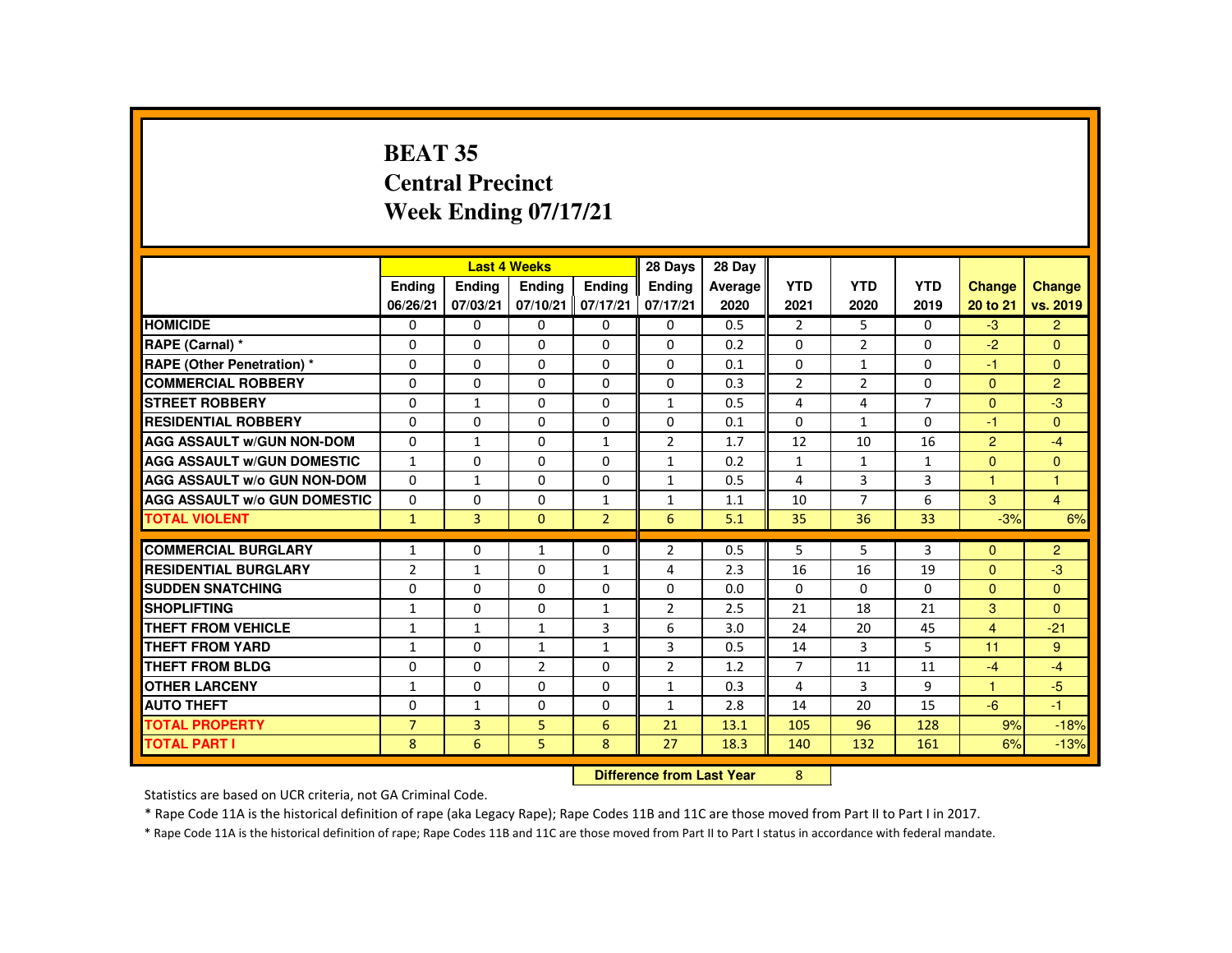# BEAT 35
## Central Precinct
## Week Ending 07/17/21

| | Last 4 Weeks | | | | 28 Days | 28 Day | YTD | YTD | YTD | Change | Change |
|---|---|---|---|---|---|---|---|---|---|---|---|
| | Ending 06/26/21 | Ending 07/03/21 | Ending 07/10/21 | Ending 07/17/21 | Ending 07/17/21 | Average 2020 | 2021 | 2020 | 2019 | 20 to 21 | vs. 2019 |
| **HOMICIDE** | 0 | 0 | 0 | 0 | 0 | 0.5 | 2 | 5 | 0 | -3 | 2 |
| **RAPE (Carnal) *** | 0 | 0 | 0 | 0 | 0 | 0.2 | 0 | 2 | 0 | -2 | 0 |
| **RAPE (Other Penetration) *** | 0 | 0 | 0 | 0 | 0 | 0.1 | 0 | 1 | 0 | -1 | 0 |
| **COMMERCIAL ROBBERY** | 0 | 0 | 0 | 0 | 0 | 0.3 | 2 | 2 | 0 | 0 | 2 |
| **STREET ROBBERY** | 0 | 1 | 0 | 0 | 1 | 0.5 | 4 | 4 | 7 | 0 | -3 |
| **RESIDENTIAL ROBBERY** | 0 | 0 | 0 | 0 | 0 | 0.1 | 0 | 1 | 0 | -1 | 0 |
| **AGG ASSAULT w/GUN NON-DOM** | 0 | 1 | 0 | 1 | 2 | 1.7 | 12 | 10 | 16 | 2 | -4 |
| **AGG ASSAULT w/GUN DOMESTIC** | 1 | 0 | 0 | 0 | 1 | 0.2 | 1 | 1 | 1 | 0 | 0 |
| **AGG ASSAULT w/o GUN NON-DOM** | 0 | 1 | 0 | 0 | 1 | 0.5 | 4 | 3 | 3 | 1 | 1 |
| **AGG ASSAULT w/o GUN DOMESTIC** | 0 | 0 | 0 | 1 | 1 | 1.1 | 10 | 7 | 6 | 3 | 4 |
| **TOTAL VIOLENT** | 1 | 3 | 0 | 2 | 6 | 5.1 | 35 | 36 | 33 | -3% | 6% |
| **COMMERCIAL BURGLARY** | 1 | 0 | 1 | 0 | 2 | 0.5 | 5 | 5 | 3 | 0 | 2 |
| **RESIDENTIAL BURGLARY** | 2 | 1 | 0 | 1 | 4 | 2.3 | 16 | 16 | 19 | 0 | -3 |
| **SUDDEN SNATCHING** | 0 | 0 | 0 | 0 | 0 | 0.0 | 0 | 0 | 0 | 0 | 0 |
| **SHOPLIFTING** | 1 | 0 | 0 | 1 | 2 | 2.5 | 21 | 18 | 21 | 3 | 0 |
| **THEFT FROM VEHICLE** | 1 | 1 | 1 | 3 | 6 | 3.0 | 24 | 20 | 45 | 4 | -21 |
| **THEFT FROM YARD** | 1 | 0 | 1 | 1 | 3 | 0.5 | 14 | 3 | 5 | 11 | 9 |
| **THEFT FROM BLDG** | 0 | 0 | 2 | 0 | 2 | 1.2 | 7 | 11 | 11 | -4 | -4 |
| **OTHER LARCENY** | 1 | 0 | 0 | 0 | 1 | 0.3 | 4 | 3 | 9 | 1 | -5 |
| **AUTO THEFT** | 0 | 1 | 0 | 0 | 1 | 2.8 | 14 | 20 | 15 | -6 | -1 |
| **TOTAL PROPERTY** | 7 | 3 | 5 | 6 | 21 | 13.1 | 105 | 96 | 128 | 9% | -18% |
| **TOTAL PART I** | 8 | 6 | 5 | 8 | 27 | 18.3 | 140 | 132 | 161 | 6% | -13% |

| Difference from Last Year | 8 |
|---|---|

Statistics are based on UCR criteria, not GA Criminal Code.

* Rape Code 11A is the historical definition of rape (aka Legacy Rape); Rape Codes 11B and 11C are those moved from Part II to Part I in 2017.

* Rape Code 11A is the historical definition of rape; Rape Codes 11B and 11C are those moved from Part II to Part I status in accordance with federal mandate.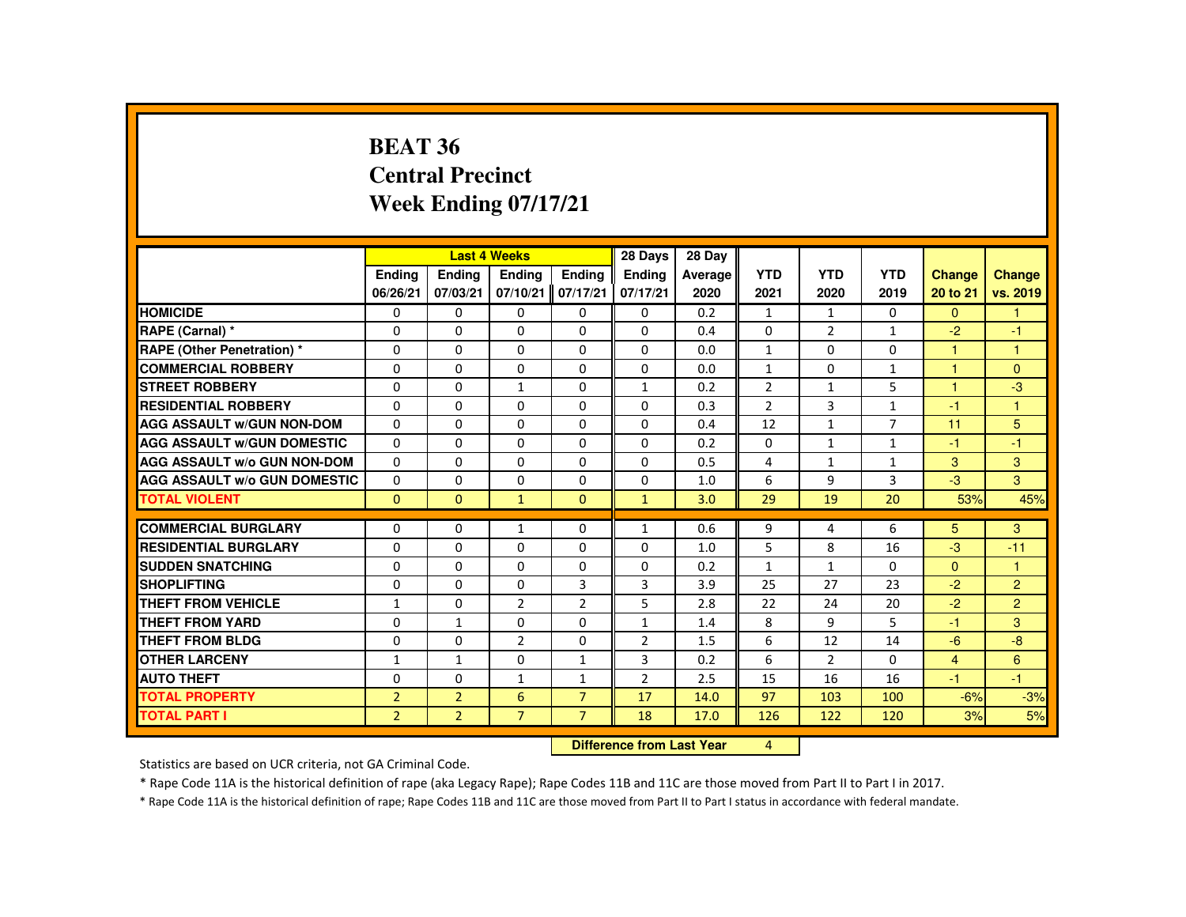# BEAT 36
## Central Precinct
## Week Ending 07/17/21

| | Last 4 Weeks | | | | 28 Days | 28 Day | | | | | |
|---|---|---|---|---|---|---|---|---|---|---|---|
| | Ending 06/26/21 | Ending 07/03/21 | Ending 07/10/21 | Ending 07/17/21 | Ending 07/17/21 | Average 2020 | YTD 2021 | YTD 2020 | YTD 2019 | Change 20 to 21 | Change vs. 2019 |
| HOMICIDE | 0 | 0 | 0 | 0 | 0 | 0.2 | 1 | 1 | 0 | 0 | 1 |
| RAPE (Carnal) * | 0 | 0 | 0 | 0 | 0 | 0.4 | 0 | 2 | 1 | -2 | -1 |
| RAPE (Other Penetration) * | 0 | 0 | 0 | 0 | 0 | 0.0 | 1 | 0 | 0 | 1 | 1 |
| COMMERCIAL ROBBERY | 0 | 0 | 0 | 0 | 0 | 0.0 | 1 | 0 | 1 | 1 | 0 |
| STREET ROBBERY | 0 | 0 | 1 | 0 | 1 | 0.2 | 2 | 1 | 5 | 1 | -3 |
| RESIDENTIAL ROBBERY | 0 | 0 | 0 | 0 | 0 | 0.3 | 2 | 3 | 1 | -1 | 1 |
| AGG ASSAULT w/GUN NON-DOM | 0 | 0 | 0 | 0 | 0 | 0.4 | 12 | 1 | 7 | 11 | 5 |
| AGG ASSAULT w/GUN DOMESTIC | 0 | 0 | 0 | 0 | 0 | 0.2 | 0 | 1 | 1 | -1 | -1 |
| AGG ASSAULT w/o GUN NON-DOM | 0 | 0 | 0 | 0 | 0 | 0.5 | 4 | 1 | 1 | 3 | 3 |
| AGG ASSAULT w/o GUN DOMESTIC | 0 | 0 | 0 | 0 | 0 | 1.0 | 6 | 9 | 3 | -3 | 3 |
| TOTAL VIOLENT | 0 | 0 | 1 | 0 | 1 | 3.0 | 29 | 19 | 20 | 53% | 45% |
| COMMERCIAL BURGLARY | 0 | 0 | 1 | 0 | 1 | 0.6 | 9 | 4 | 6 | 5 | 3 |
| RESIDENTIAL BURGLARY | 0 | 0 | 0 | 0 | 0 | 1.0 | 5 | 8 | 16 | -3 | -11 |
| SUDDEN SNATCHING | 0 | 0 | 0 | 0 | 0 | 0.2 | 1 | 1 | 0 | 0 | 1 |
| SHOPLIFTING | 0 | 0 | 0 | 3 | 3 | 3.9 | 25 | 27 | 23 | -2 | 2 |
| THEFT FROM VEHICLE | 1 | 0 | 2 | 2 | 5 | 2.8 | 22 | 24 | 20 | -2 | 2 |
| THEFT FROM YARD | 0 | 1 | 0 | 0 | 1 | 1.4 | 8 | 9 | 5 | -1 | 3 |
| THEFT FROM BLDG | 0 | 0 | 2 | 0 | 2 | 1.5 | 6 | 12 | 14 | -6 | -8 |
| OTHER LARCENY | 1 | 1 | 0 | 1 | 3 | 0.2 | 6 | 2 | 0 | 4 | 6 |
| AUTO THEFT | 0 | 0 | 1 | 1 | 2 | 2.5 | 15 | 16 | 16 | -1 | -1 |
| TOTAL PROPERTY | 2 | 2 | 6 | 7 | 17 | 14.0 | 97 | 103 | 100 | -6% | -3% |
| TOTAL PART I | 2 | 2 | 7 | 7 | 18 | 17.0 | 126 | 122 | 120 | 3% | 5% |

**Difference from Last Year** 4

Statistics are based on UCR criteria, not GA Criminal Code.

* Rape Code 11A is the historical definition of rape (aka Legacy Rape); Rape Codes 11B and 11C are those moved from Part II to Part I in 2017.

* Rape Code 11A is the historical definition of rape; Rape Codes 11B and 11C are those moved from Part II to Part I status in accordance with federal mandate.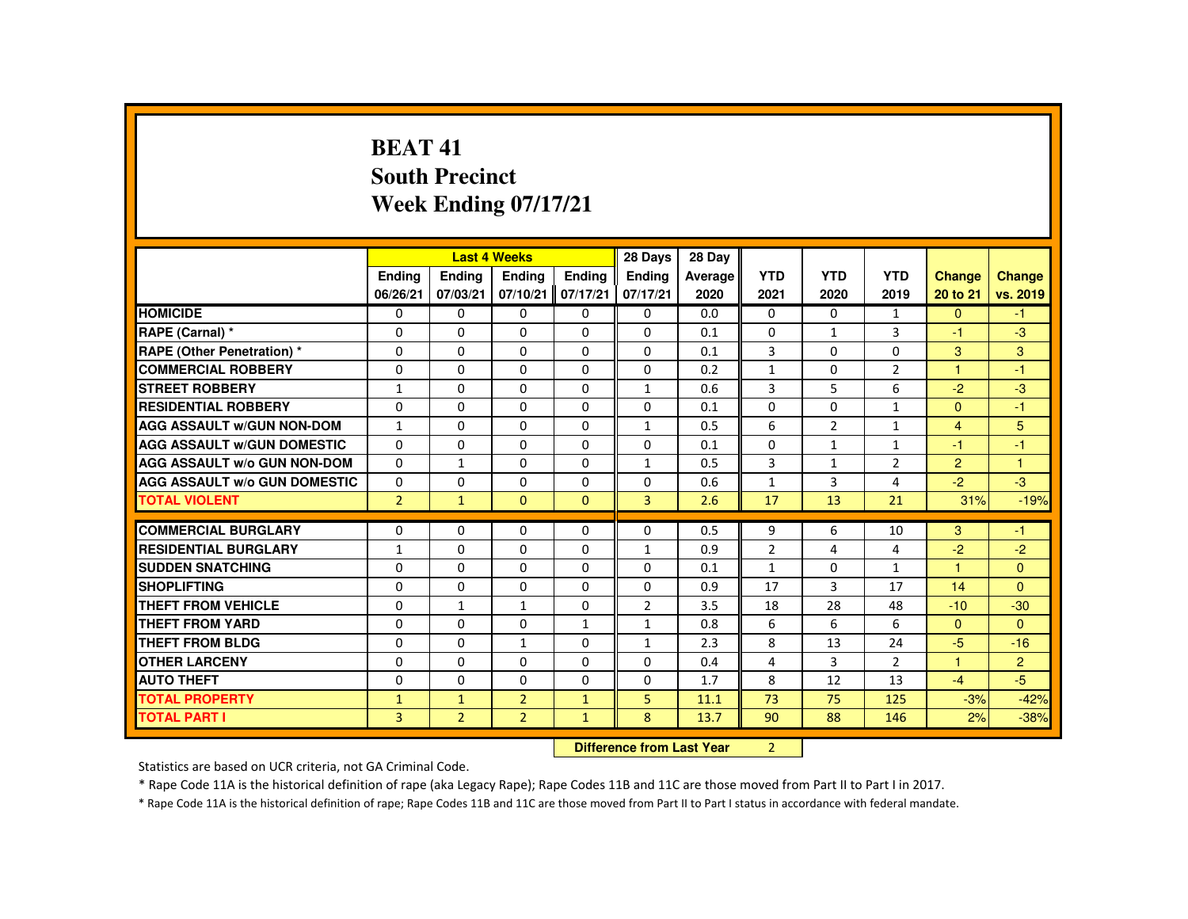# BEAT 41
## South Precinct
## Week Ending 07/17/21

| | Last 4 Weeks | | | | 28 Days | 28 Day | | | | | |
|---|---|---|---|---|---|---|---|---|---|---|---|
| | Ending 06/26/21 | Ending 07/03/21 | Ending 07/10/21 | Ending 07/17/21 | Ending 07/17/21 | Average 2020 | YTD 2021 | YTD 2020 | YTD 2019 | Change 20 to 21 | Change vs. 2019 |
| HOMICIDE | 0 | 0 | 0 | 0 | 0 | 0.0 | 0 | 0 | 1 | 0 | -1 |
| RAPE (Carnal) * | 0 | 0 | 0 | 0 | 0 | 0.1 | 0 | 1 | 3 | -1 | -3 |
| RAPE (Other Penetration) * | 0 | 0 | 0 | 0 | 0 | 0.1 | 3 | 0 | 0 | 3 | 3 |
| COMMERCIAL ROBBERY | 0 | 0 | 0 | 0 | 0 | 0.2 | 1 | 0 | 2 | 1 | -1 |
| STREET ROBBERY | 1 | 0 | 0 | 0 | 1 | 0.6 | 3 | 5 | 6 | -2 | -3 |
| RESIDENTIAL ROBBERY | 0 | 0 | 0 | 0 | 0 | 0.1 | 0 | 0 | 1 | 0 | -1 |
| AGG ASSAULT w/GUN NON-DOM | 1 | 0 | 0 | 0 | 1 | 0.5 | 6 | 2 | 1 | 4 | 5 |
| AGG ASSAULT w/GUN DOMESTIC | 0 | 0 | 0 | 0 | 0 | 0.1 | 0 | 1 | 1 | -1 | -1 |
| AGG ASSAULT w/o GUN NON-DOM | 0 | 1 | 0 | 0 | 1 | 0.5 | 3 | 1 | 2 | 2 | 1 |
| AGG ASSAULT w/o GUN DOMESTIC | 0 | 0 | 0 | 0 | 0 | 0.6 | 1 | 3 | 4 | -2 | -3 |
| TOTAL VIOLENT | 2 | 1 | 0 | 0 | 3 | 2.6 | 17 | 13 | 21 | 31% | -19% |
| COMMERCIAL BURGLARY | 0 | 0 | 0 | 0 | 0 | 0.5 | 9 | 6 | 10 | 3 | -1 |
| RESIDENTIAL BURGLARY | 1 | 0 | 0 | 0 | 1 | 0.9 | 2 | 4 | 4 | -2 | -2 |
| SUDDEN SNATCHING | 0 | 0 | 0 | 0 | 0 | 0.1 | 1 | 0 | 1 | 1 | 0 |
| SHOPLIFTING | 0 | 0 | 0 | 0 | 0 | 0.9 | 17 | 3 | 17 | 14 | 0 |
| THEFT FROM VEHICLE | 0 | 1 | 1 | 0 | 2 | 3.5 | 18 | 28 | 48 | -10 | -30 |
| THEFT FROM YARD | 0 | 0 | 0 | 1 | 1 | 0.8 | 6 | 6 | 6 | 0 | 0 |
| THEFT FROM BLDG | 0 | 0 | 1 | 0 | 1 | 2.3 | 8 | 13 | 24 | -5 | -16 |
| OTHER LARCENY | 0 | 0 | 0 | 0 | 0 | 0.4 | 4 | 3 | 2 | 1 | 2 |
| AUTO THEFT | 0 | 0 | 0 | 0 | 0 | 1.7 | 8 | 12 | 13 | -4 | -5 |
| TOTAL PROPERTY | 1 | 1 | 2 | 1 | 5 | 11.1 | 73 | 75 | 125 | -3% | -42% |
| TOTAL PART I | 3 | 2 | 2 | 1 | 8 | 13.7 | 90 | 88 | 146 | 2% | -38% |

**Difference from Last Year** 2

Statistics are based on UCR criteria, not GA Criminal Code.

* Rape Code 11A is the historical definition of rape (aka Legacy Rape); Rape Codes 11B and 11C are those moved from Part II to Part I in 2017.

* Rape Code 11A is the historical definition of rape; Rape Codes 11B and 11C are those moved from Part II to Part I status in accordance with federal mandate.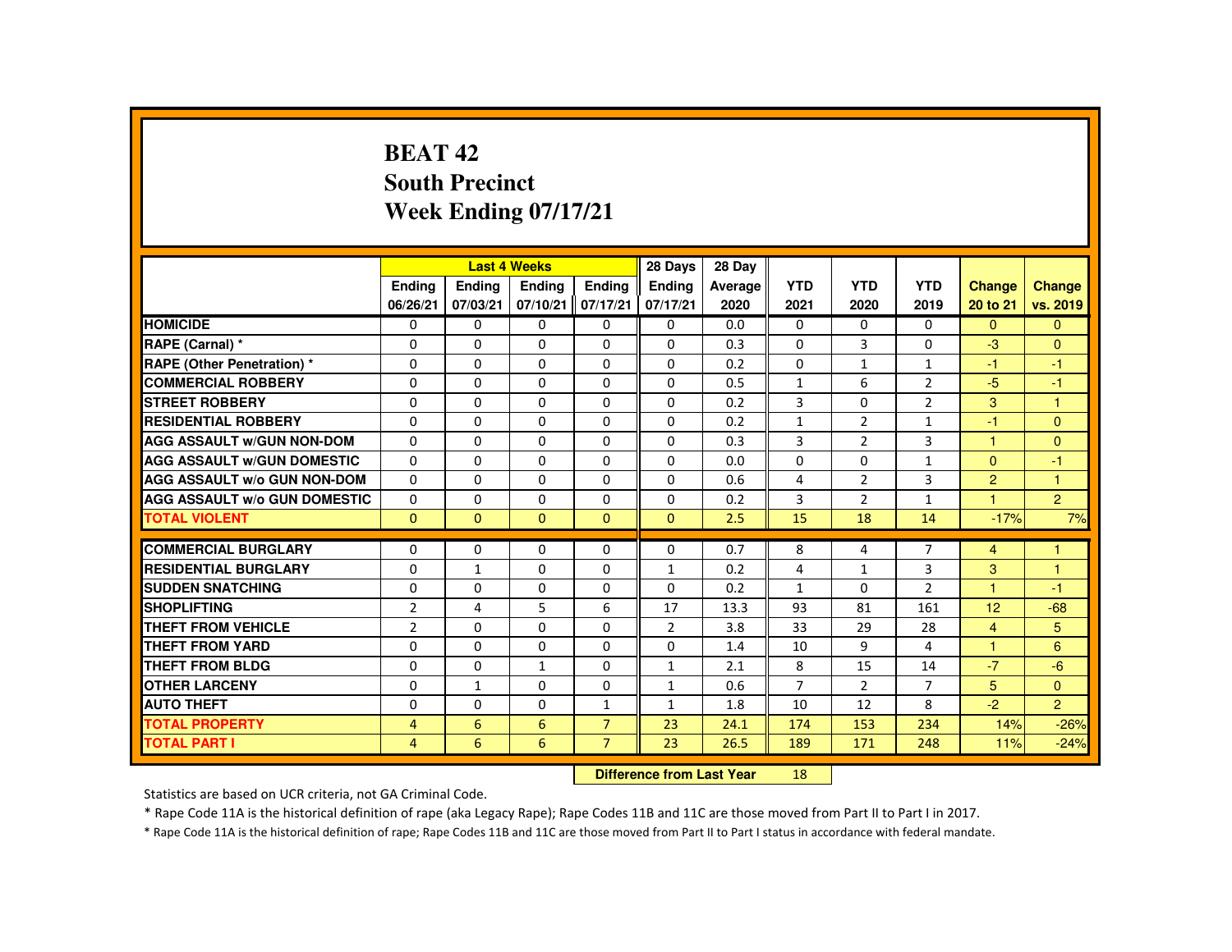# BEAT 42
## South Precinct
## Week Ending 07/17/21

| | Last 4 Weeks | | | | 28 Days | 28 Day | | | | | |
|---|---|---|---|---|---|---|---|---|---|---|---|
| | Ending 06/26/21 | Ending 07/03/21 | Ending 07/10/21 | Ending 07/17/21 | Ending 07/17/21 | Average 2020 | YTD 2021 | YTD 2020 | YTD 2019 | Change 20 to 21 | Change vs. 2019 |
| HOMICIDE | 0 | 0 | 0 | 0 | 0 | 0.0 | 0 | 0 | 0 | 0 | 0 |
| RAPE (Carnal) * | 0 | 0 | 0 | 0 | 0 | 0.3 | 0 | 3 | 0 | -3 | 0 |
| RAPE (Other Penetration) * | 0 | 0 | 0 | 0 | 0 | 0.2 | 0 | 1 | 1 | -1 | -1 |
| COMMERCIAL ROBBERY | 0 | 0 | 0 | 0 | 0 | 0.5 | 1 | 6 | 2 | -5 | -1 |
| STREET ROBBERY | 0 | 0 | 0 | 0 | 0 | 0.2 | 3 | 0 | 2 | 3 | 1 |
| RESIDENTIAL ROBBERY | 0 | 0 | 0 | 0 | 0 | 0.2 | 1 | 2 | 1 | -1 | 0 |
| AGG ASSAULT w/GUN NON-DOM | 0 | 0 | 0 | 0 | 0 | 0.3 | 3 | 2 | 3 | 1 | 0 |
| AGG ASSAULT w/GUN DOMESTIC | 0 | 0 | 0 | 0 | 0 | 0.0 | 0 | 0 | 1 | 0 | -1 |
| AGG ASSAULT w/o GUN NON-DOM | 0 | 0 | 0 | 0 | 0 | 0.6 | 4 | 2 | 3 | 2 | 1 |
| AGG ASSAULT w/o GUN DOMESTIC | 0 | 0 | 0 | 0 | 0 | 0.2 | 3 | 2 | 1 | 1 | 2 |
| TOTAL VIOLENT | 0 | 0 | 0 | 0 | 0 | 2.5 | 15 | 18 | 14 | -17% | 7% |
| COMMERCIAL BURGLARY | 0 | 0 | 0 | 0 | 0 | 0.7 | 8 | 4 | 7 | 4 | 1 |
| RESIDENTIAL BURGLARY | 0 | 1 | 0 | 0 | 1 | 0.2 | 4 | 1 | 3 | 3 | 1 |
| SUDDEN SNATCHING | 0 | 0 | 0 | 0 | 0 | 0.2 | 1 | 0 | 2 | 1 | -1 |
| SHOPLIFTING | 2 | 4 | 5 | 6 | 17 | 13.3 | 93 | 81 | 161 | 12 | -68 |
| THEFT FROM VEHICLE | 2 | 0 | 0 | 0 | 2 | 3.8 | 33 | 29 | 28 | 4 | 5 |
| THEFT FROM YARD | 0 | 0 | 0 | 0 | 0 | 1.4 | 10 | 9 | 4 | 1 | 6 |
| THEFT FROM BLDG | 0 | 0 | 1 | 0 | 1 | 2.1 | 8 | 15 | 14 | -7 | -6 |
| OTHER LARCENY | 0 | 1 | 0 | 0 | 1 | 0.6 | 7 | 2 | 7 | 5 | 0 |
| AUTO THEFT | 0 | 0 | 0 | 1 | 1 | 1.8 | 10 | 12 | 8 | -2 | 2 |
| TOTAL PROPERTY | 4 | 6 | 6 | 7 | 23 | 24.1 | 174 | 153 | 234 | 14% | -26% |
| TOTAL PART I | 4 | 6 | 6 | 7 | 23 | 26.5 | 189 | 171 | 248 | 11% | -24% |

**Difference from Last Year** 18

Statistics are based on UCR criteria, not GA Criminal Code.

* Rape Code 11A is the historical definition of rape (aka Legacy Rape); Rape Codes 11B and 11C are those moved from Part II to Part I in 2017.

* Rape Code 11A is the historical definition of rape; Rape Codes 11B and 11C are those moved from Part II to Part I status in accordance with federal mandate.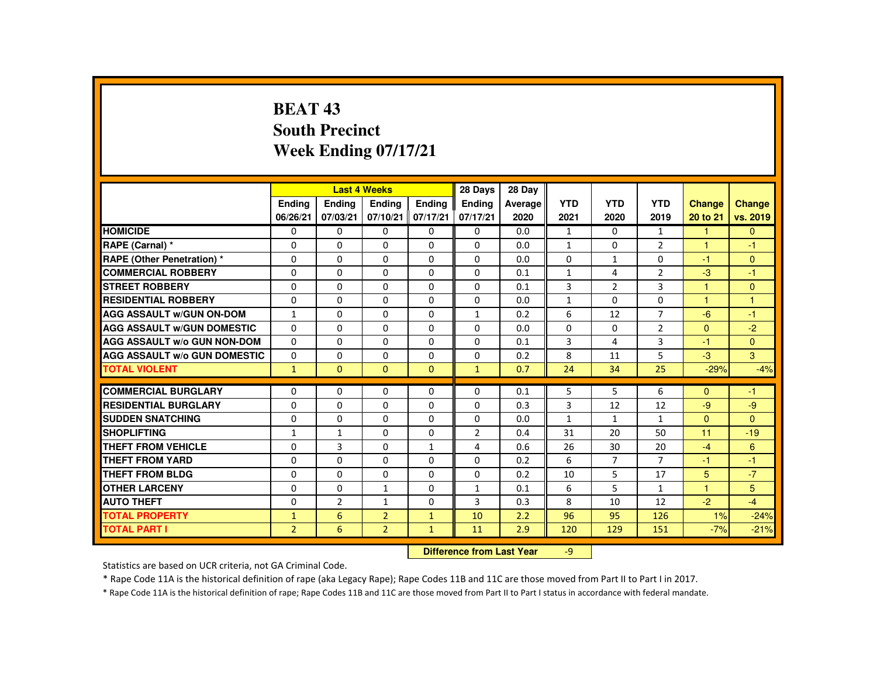# BEAT 43
## South Precinct
## Week Ending 07/17/21

| | Last 4 Weeks | | | | 28 Days | 28 Day | | | | | |
|---|---|---|---|---|---|---|---|---|---|---|---|
| | Ending 06/26/21 | Ending 07/03/21 | Ending 07/10/21 | Ending 07/17/21 | Ending 07/17/21 | Average 2020 | YTD 2021 | YTD 2020 | YTD 2019 | Change 20 to 21 | Change vs. 2019 |
| HOMICIDE | 0 | 0 | 0 | 0 | 0 | 0.0 | 1 | 0 | 1 | 1 | 0 |
| RAPE (Carnal) * | 0 | 0 | 0 | 0 | 0 | 0.0 | 1 | 0 | 2 | 1 | -1 |
| RAPE (Other Penetration) * | 0 | 0 | 0 | 0 | 0 | 0.0 | 0 | 1 | 0 | -1 | 0 |
| COMMERCIAL ROBBERY | 0 | 0 | 0 | 0 | 0 | 0.1 | 1 | 4 | 2 | -3 | -1 |
| STREET ROBBERY | 0 | 0 | 0 | 0 | 0 | 0.1 | 3 | 2 | 3 | 1 | 0 |
| RESIDENTIAL ROBBERY | 0 | 0 | 0 | 0 | 0 | 0.0 | 1 | 0 | 0 | 1 | 1 |
| AGG ASSAULT w/GUN ON-DOM | 1 | 0 | 0 | 0 | 1 | 0.2 | 6 | 12 | 7 | -6 | -1 |
| AGG ASSAULT w/GUN DOMESTIC | 0 | 0 | 0 | 0 | 0 | 0.0 | 0 | 0 | 2 | 0 | -2 |
| AGG ASSAULT w/o GUN NON-DOM | 0 | 0 | 0 | 0 | 0 | 0.1 | 3 | 4 | 3 | -1 | 0 |
| AGG ASSAULT w/o GUN DOMESTIC | 0 | 0 | 0 | 0 | 0 | 0.2 | 8 | 11 | 5 | -3 | 3 |
| TOTAL VIOLENT | 1 | 0 | 0 | 0 | 1 | 0.7 | 24 | 34 | 25 | -29% | -4% |
| COMMERCIAL BURGLARY | 0 | 0 | 0 | 0 | 0 | 0.1 | 5 | 5 | 6 | 0 | -1 |
| RESIDENTIAL BURGLARY | 0 | 0 | 0 | 0 | 0 | 0.3 | 3 | 12 | 12 | -9 | -9 |
| SUDDEN SNATCHING | 0 | 0 | 0 | 0 | 0 | 0.0 | 1 | 1 | 1 | 0 | 0 |
| SHOPLIFTING | 1 | 1 | 0 | 0 | 2 | 0.4 | 31 | 20 | 50 | 11 | -19 |
| THEFT FROM VEHICLE | 0 | 3 | 0 | 1 | 4 | 0.6 | 26 | 30 | 20 | -4 | 6 |
| THEFT FROM YARD | 0 | 0 | 0 | 0 | 0 | 0.2 | 6 | 7 | 7 | -1 | -1 |
| THEFT FROM BLDG | 0 | 0 | 0 | 0 | 0 | 0.2 | 10 | 5 | 17 | 5 | -7 |
| OTHER LARCENY | 0 | 0 | 1 | 0 | 1 | 0.1 | 6 | 5 | 1 | 1 | 5 |
| AUTO THEFT | 0 | 2 | 1 | 0 | 3 | 0.3 | 8 | 10 | 12 | -2 | -4 |
| TOTAL PROPERTY | 1 | 6 | 2 | 1 | 10 | 2.2 | 96 | 95 | 126 | 1% | -24% |
| TOTAL PART I | 2 | 6 | 2 | 1 | 11 | 2.9 | 120 | 129 | 151 | -7% | -21% |

**Difference from Last Year** -9

Statistics are based on UCR criteria, not GA Criminal Code.

* Rape Code 11A is the historical definition of rape (aka Legacy Rape); Rape Codes 11B and 11C are those moved from Part II to Part I in 2017.

* Rape Code 11A is the historical definition of rape; Rape Codes 11B and 11C are those moved from Part II to Part I status in accordance with federal mandate.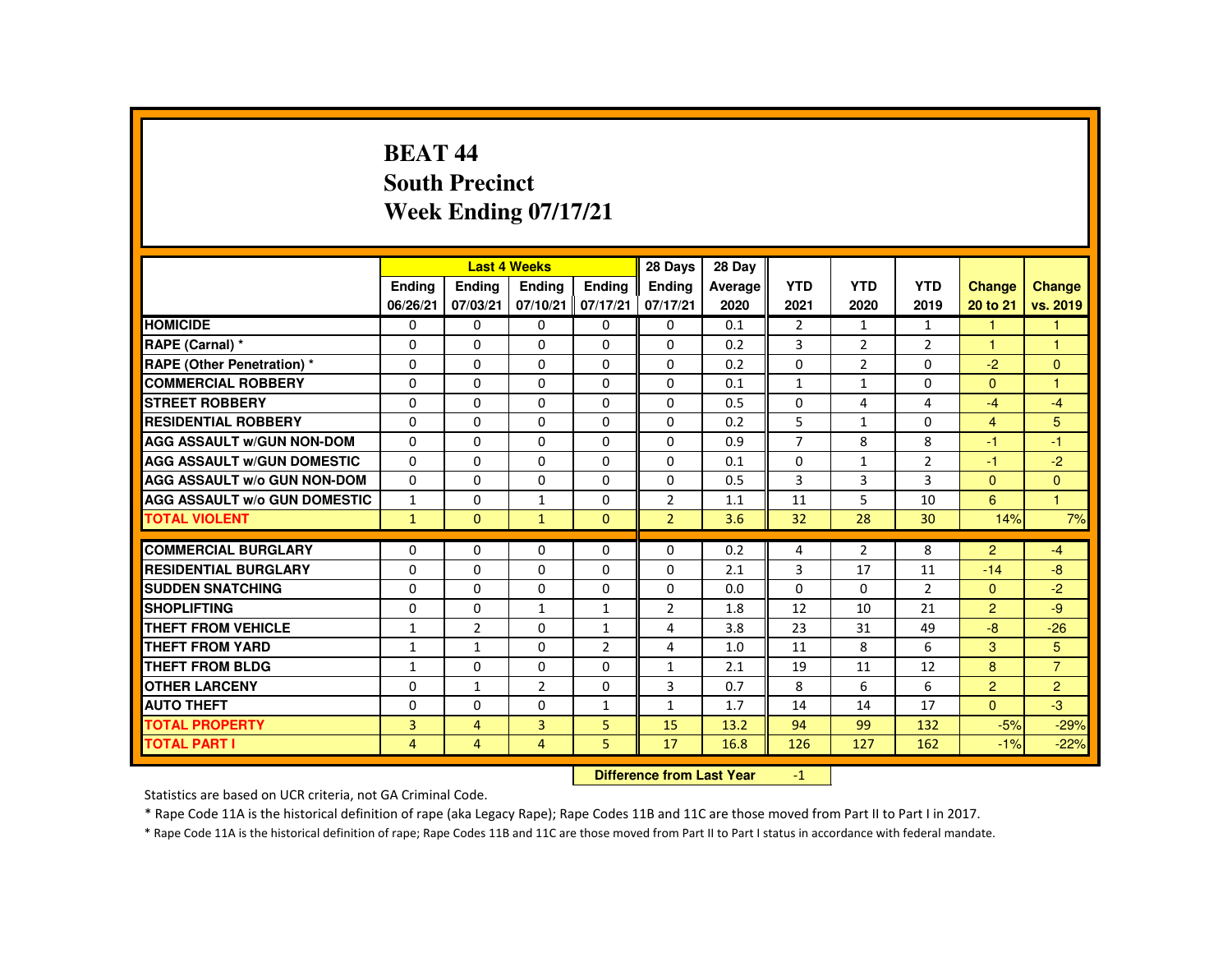# BEAT 44
## South Precinct
## Week Ending 07/17/21

| | Last 4 Weeks | | | | 28 Days | 28 Day | | | | | |
|---|---|---|---|---|---|---|---|---|---|---|---|
| | Ending 06/26/21 | Ending 07/03/21 | Ending 07/10/21 | Ending 07/17/21 | Ending 07/17/21 | Average 2020 | YTD 2021 | YTD 2020 | YTD 2019 | Change 20 to 21 | Change vs. 2019 |
| HOMICIDE | 0 | 0 | 0 | 0 | 0 | 0.1 | 2 | 1 | 1 | 1 | 1 |
| RAPE (Carnal) * | 0 | 0 | 0 | 0 | 0 | 0.2 | 3 | 2 | 2 | 1 | 1 |
| RAPE (Other Penetration) * | 0 | 0 | 0 | 0 | 0 | 0.2 | 0 | 2 | 0 | -2 | 0 |
| COMMERCIAL ROBBERY | 0 | 0 | 0 | 0 | 0 | 0.1 | 1 | 1 | 0 | 0 | 1 |
| STREET ROBBERY | 0 | 0 | 0 | 0 | 0 | 0.5 | 0 | 4 | 4 | -4 | -4 |
| RESIDENTIAL ROBBERY | 0 | 0 | 0 | 0 | 0 | 0.2 | 5 | 1 | 0 | 4 | 5 |
| AGG ASSAULT w/GUN NON-DOM | 0 | 0 | 0 | 0 | 0 | 0.9 | 7 | 8 | 8 | -1 | -1 |
| AGG ASSAULT w/GUN DOMESTIC | 0 | 0 | 0 | 0 | 0 | 0.1 | 0 | 1 | 2 | -1 | -2 |
| AGG ASSAULT w/o GUN NON-DOM | 0 | 0 | 0 | 0 | 0 | 0.5 | 3 | 3 | 3 | 0 | 0 |
| AGG ASSAULT w/o GUN DOMESTIC | 1 | 0 | 1 | 0 | 2 | 1.1 | 11 | 5 | 10 | 6 | 1 |
| TOTAL VIOLENT | 1 | 0 | 1 | 0 | 2 | 3.6 | 32 | 28 | 30 | 14% | 7% |
| COMMERCIAL BURGLARY | 0 | 0 | 0 | 0 | 0 | 0.2 | 4 | 2 | 8 | 2 | -4 |
| RESIDENTIAL BURGLARY | 0 | 0 | 0 | 0 | 0 | 2.1 | 3 | 17 | 11 | -14 | -8 |
| SUDDEN SNATCHING | 0 | 0 | 0 | 0 | 0 | 0.0 | 0 | 0 | 2 | 0 | -2 |
| SHOPLIFTING | 0 | 0 | 1 | 1 | 2 | 1.8 | 12 | 10 | 21 | 2 | -9 |
| THEFT FROM VEHICLE | 1 | 2 | 0 | 1 | 4 | 3.8 | 23 | 31 | 49 | -8 | -26 |
| THEFT FROM YARD | 1 | 1 | 0 | 2 | 4 | 1.0 | 11 | 8 | 6 | 3 | 5 |
| THEFT FROM BLDG | 1 | 0 | 0 | 0 | 1 | 2.1 | 19 | 11 | 12 | 8 | 7 |
| OTHER LARCENY | 0 | 1 | 2 | 0 | 3 | 0.7 | 8 | 6 | 6 | 2 | 2 |
| AUTO THEFT | 0 | 0 | 0 | 1 | 1 | 1.7 | 14 | 14 | 17 | 0 | -3 |
| TOTAL PROPERTY | 3 | 4 | 3 | 5 | 15 | 13.2 | 94 | 99 | 132 | -5% | -29% |
| TOTAL PART I | 4 | 4 | 4 | 5 | 17 | 16.8 | 126 | 127 | 162 | -1% | -22% |

**Difference from Last Year** -1

Statistics are based on UCR criteria, not GA Criminal Code.

* Rape Code 11A is the historical definition of rape (aka Legacy Rape); Rape Codes 11B and 11C are those moved from Part II to Part I in 2017.

* Rape Code 11A is the historical definition of rape; Rape Codes 11B and 11C are those moved from Part II to Part I status in accordance with federal mandate.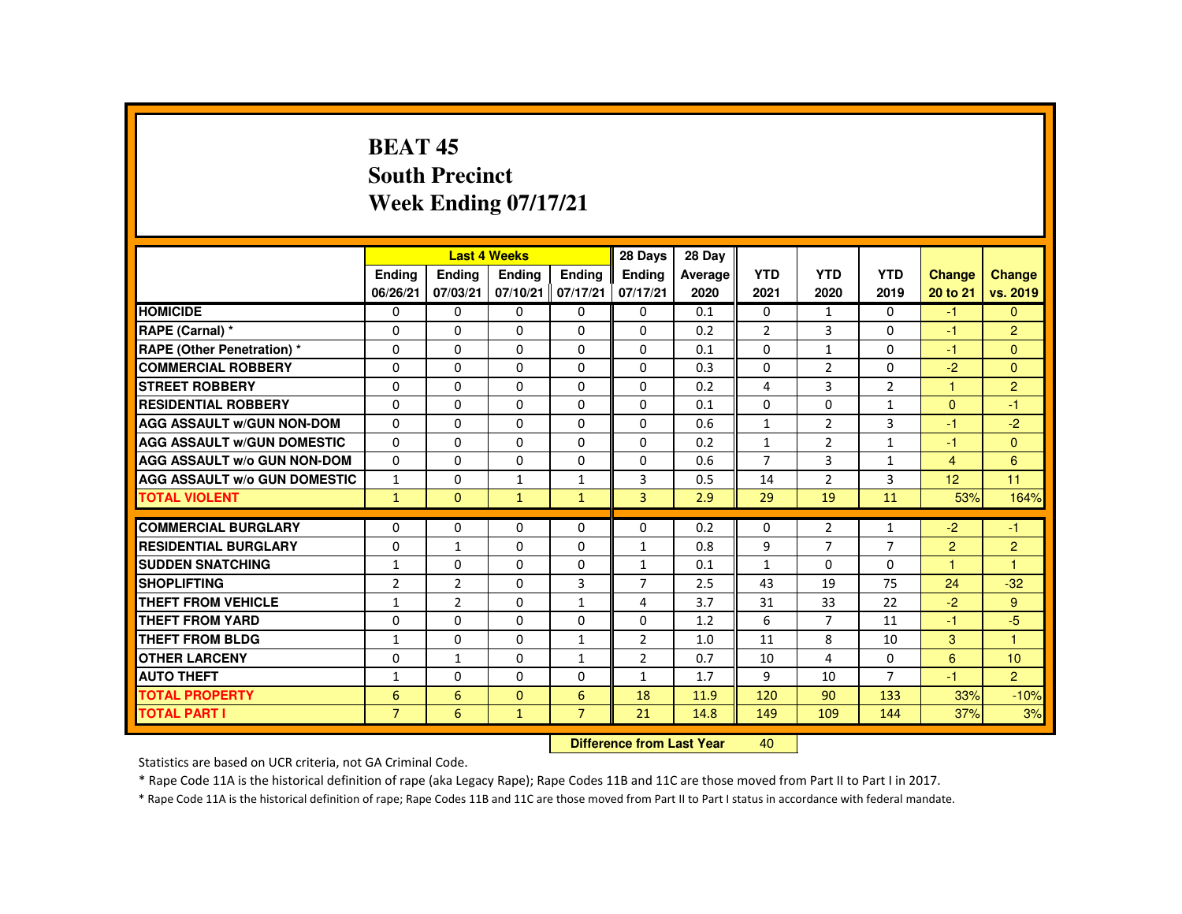# BEAT 45
## South Precinct
## Week Ending 07/17/21

| | Last 4 Weeks | | | | 28 Days | 28 Day | | | | | |
|---|---|---|---|---|---|---|---|---|---|---|---|
| | Ending 06/26/21 | Ending 07/03/21 | Ending 07/10/21 | Ending 07/17/21 | Ending 07/17/21 | Average 2020 | YTD 2021 | YTD 2020 | YTD 2019 | Change 20 to 21 | Change vs. 2019 |
| **HOMICIDE** | 0 | 0 | 0 | 0 | 0 | 0.1 | 0 | 1 | 0 | -1 | 0 |
| **RAPE (Carnal) *** | 0 | 0 | 0 | 0 | 0 | 0.2 | 2 | 3 | 0 | -1 | 2 |
| **RAPE (Other Penetration) *** | 0 | 0 | 0 | 0 | 0 | 0.1 | 0 | 1 | 0 | -1 | 0 |
| **COMMERCIAL ROBBERY** | 0 | 0 | 0 | 0 | 0 | 0.3 | 0 | 2 | 0 | -2 | 0 |
| **STREET ROBBERY** | 0 | 0 | 0 | 0 | 0 | 0.2 | 4 | 3 | 2 | 1 | 2 |
| **RESIDENTIAL ROBBERY** | 0 | 0 | 0 | 0 | 0 | 0.1 | 0 | 0 | 1 | 0 | -1 |
| **AGG ASSAULT w/GUN NON-DOM** | 0 | 0 | 0 | 0 | 0 | 0.6 | 1 | 2 | 3 | -1 | -2 |
| **AGG ASSAULT w/GUN DOMESTIC** | 0 | 0 | 0 | 0 | 0 | 0.2 | 1 | 2 | 1 | -1 | 0 |
| **AGG ASSAULT w/o GUN NON-DOM** | 0 | 0 | 0 | 0 | 0 | 0.6 | 7 | 3 | 1 | 4 | 6 |
| **AGG ASSAULT w/o GUN DOMESTIC** | 1 | 0 | 1 | 1 | 3 | 0.5 | 14 | 2 | 3 | 12 | 11 |
| **TOTAL VIOLENT** | 1 | 0 | 1 | 1 | 3 | 2.9 | 29 | 19 | 11 | 53% | 164% |
| **COMMERCIAL BURGLARY** | 0 | 0 | 0 | 0 | 0 | 0.2 | 0 | 2 | 1 | -2 | -1 |
| **RESIDENTIAL BURGLARY** | 0 | 1 | 0 | 0 | 1 | 0.8 | 9 | 7 | 7 | 2 | 2 |
| **SUDDEN SNATCHING** | 1 | 0 | 0 | 0 | 1 | 0.1 | 1 | 0 | 0 | 1 | 1 |
| **SHOPLIFTING** | 2 | 2 | 0 | 3 | 7 | 2.5 | 43 | 19 | 75 | 24 | -32 |
| **THEFT FROM VEHICLE** | 1 | 2 | 0 | 1 | 4 | 3.7 | 31 | 33 | 22 | -2 | 9 |
| **THEFT FROM YARD** | 0 | 0 | 0 | 0 | 0 | 1.2 | 6 | 7 | 11 | -1 | -5 |
| **THEFT FROM BLDG** | 1 | 0 | 0 | 1 | 2 | 1.0 | 11 | 8 | 10 | 3 | 1 |
| **OTHER LARCENY** | 0 | 1 | 0 | 1 | 2 | 0.7 | 10 | 4 | 0 | 6 | 10 |
| **AUTO THEFT** | 1 | 0 | 0 | 0 | 1 | 1.7 | 9 | 10 | 7 | -1 | 2 |
| **TOTAL PROPERTY** | 6 | 6 | 0 | 6 | 18 | 11.9 | 120 | 90 | 133 | 33% | -10% |
| **TOTAL PART I** | 7 | 6 | 1 | 7 | 21 | 14.8 | 149 | 109 | 144 | 37% | 3% |

**Difference from Last Year** 40

Statistics are based on UCR criteria, not GA Criminal Code.

* Rape Code 11A is the historical definition of rape (aka Legacy Rape); Rape Codes 11B and 11C are those moved from Part II to Part I in 2017.

* Rape Code 11A is the historical definition of rape; Rape Codes 11B and 11C are those moved from Part II to Part I status in accordance with federal mandate.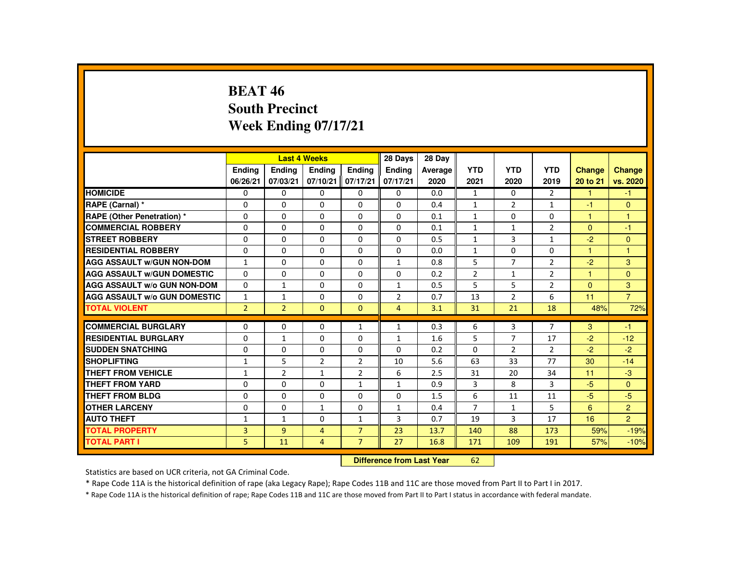# BEAT 46
## South Precinct
## Week Ending 07/17/21

| | Last 4 Weeks | | | | 28 Days | 28 Day | | | | | |
|---|---|---|---|---|---|---|---|---|---|---|---|
| | Ending 06/26/21 | Ending 07/03/21 | Ending 07/10/21 | Ending 07/17/21 | Ending 07/17/21 | Average 2020 | YTD 2021 | YTD 2020 | YTD 2019 | Change 20 to 21 | Change vs. 2020 |
| HOMICIDE | 0 | 0 | 0 | 0 | 0 | 0.0 | 1 | 0 | 2 | 1 | -1 |
| RAPE (Carnal) * | 0 | 0 | 0 | 0 | 0 | 0.4 | 1 | 2 | 1 | -1 | 0 |
| RAPE (Other Penetration) * | 0 | 0 | 0 | 0 | 0 | 0.1 | 1 | 0 | 0 | 1 | 1 |
| COMMERCIAL ROBBERY | 0 | 0 | 0 | 0 | 0 | 0.1 | 1 | 1 | 2 | 0 | -1 |
| STREET ROBBERY | 0 | 0 | 0 | 0 | 0 | 0.5 | 1 | 3 | 1 | -2 | 0 |
| RESIDENTIAL ROBBERY | 0 | 0 | 0 | 0 | 0 | 0.0 | 1 | 0 | 0 | 1 | 1 |
| AGG ASSAULT w/GUN NON-DOM | 1 | 0 | 0 | 0 | 1 | 0.8 | 5 | 7 | 2 | -2 | 3 |
| AGG ASSAULT w/GUN DOMESTIC | 0 | 0 | 0 | 0 | 0 | 0.2 | 2 | 1 | 2 | 1 | 0 |
| AGG ASSAULT w/o GUN NON-DOM | 0 | 1 | 0 | 0 | 1 | 0.5 | 5 | 5 | 2 | 0 | 3 |
| AGG ASSAULT w/o GUN DOMESTIC | 1 | 1 | 0 | 0 | 2 | 0.7 | 13 | 2 | 6 | 11 | 7 |
| TOTAL VIOLENT | 2 | 2 | 0 | 0 | 4 | 3.1 | 31 | 21 | 18 | 48% | 72% |
| COMMERCIAL BURGLARY | 0 | 0 | 0 | 1 | 1 | 0.3 | 6 | 3 | 7 | 3 | -1 |
| RESIDENTIAL BURGLARY | 0 | 1 | 0 | 0 | 1 | 1.6 | 5 | 7 | 17 | -2 | -12 |
| SUDDEN SNATCHING | 0 | 0 | 0 | 0 | 0 | 0.2 | 0 | 2 | 2 | -2 | -2 |
| SHOPLIFTING | 1 | 5 | 2 | 2 | 10 | 5.6 | 63 | 33 | 77 | 30 | -14 |
| THEFT FROM VEHICLE | 1 | 2 | 1 | 2 | 6 | 2.5 | 31 | 20 | 34 | 11 | -3 |
| THEFT FROM YARD | 0 | 0 | 0 | 1 | 1 | 0.9 | 3 | 8 | 3 | -5 | 0 |
| THEFT FROM BLDG | 0 | 0 | 0 | 0 | 0 | 1.5 | 6 | 11 | 11 | -5 | -5 |
| OTHER LARCENY | 0 | 0 | 1 | 0 | 1 | 0.4 | 7 | 1 | 5 | 6 | 2 |
| AUTO THEFT | 1 | 1 | 0 | 1 | 3 | 0.7 | 19 | 3 | 17 | 16 | 2 |
| TOTAL PROPERTY | 3 | 9 | 4 | 7 | 23 | 13.7 | 140 | 88 | 173 | 59% | -19% |
| TOTAL PART I | 5 | 11 | 4 | 7 | 27 | 16.8 | 171 | 109 | 191 | 57% | -10% |

**Difference from Last Year** 62

Statistics are based on UCR criteria, not GA Criminal Code.

* Rape Code 11A is the historical definition of rape (aka Legacy Rape); Rape Codes 11B and 11C are those moved from Part II to Part I in 2017.

* Rape Code 11A is the historical definition of rape; Rape Codes 11B and 11C are those moved from Part II to Part I status in accordance with federal mandate.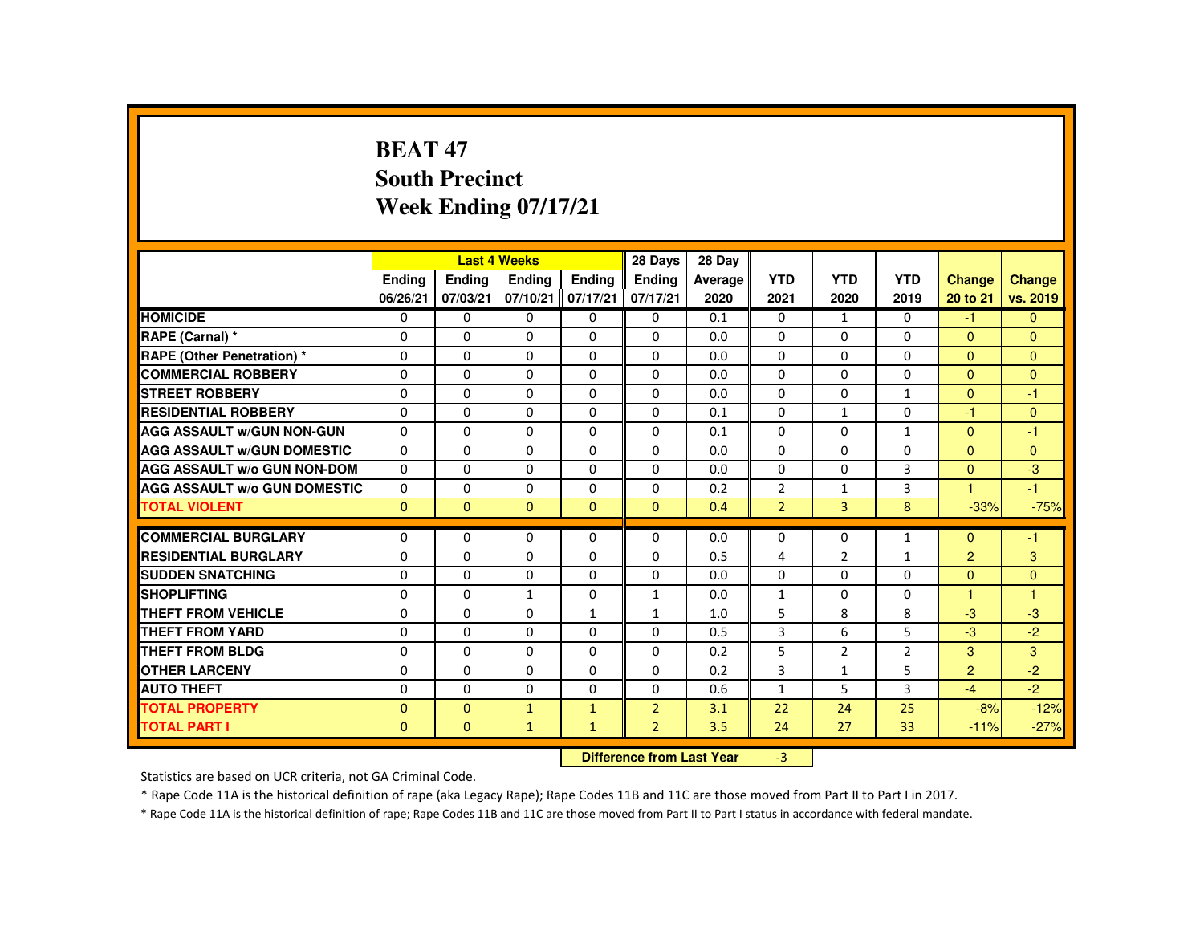# BEAT 47
## South Precinct
## Week Ending 07/17/21

| | Last 4 Weeks | | | | 28 Days | 28 Day | YTD | YTD | YTD | Change | Change |
|---|---|---|---|---|---|---|---|---|---|---|---|
| | Ending 06/26/21 | Ending 07/03/21 | Ending 07/10/21 | Ending 07/17/21 | Ending 07/17/21 | Average 2020 | 2021 | 2020 | 2019 | 20 to 21 | vs. 2019 |
| HOMICIDE | 0 | 0 | 0 | 0 | 0 | 0.1 | 0 | 1 | 0 | -1 | 0 |
| RAPE (Carnal) * | 0 | 0 | 0 | 0 | 0 | 0.0 | 0 | 0 | 0 | 0 | 0 |
| RAPE (Other Penetration) * | 0 | 0 | 0 | 0 | 0 | 0.0 | 0 | 0 | 0 | 0 | 0 |
| COMMERCIAL ROBBERY | 0 | 0 | 0 | 0 | 0 | 0.0 | 0 | 0 | 0 | 0 | 0 |
| STREET ROBBERY | 0 | 0 | 0 | 0 | 0 | 0.0 | 0 | 0 | 1 | 0 | -1 |
| RESIDENTIAL ROBBERY | 0 | 0 | 0 | 0 | 0 | 0.1 | 0 | 1 | 0 | -1 | 0 |
| AGG ASSAULT w/GUN NON-GUN | 0 | 0 | 0 | 0 | 0 | 0.1 | 0 | 0 | 1 | 0 | -1 |
| AGG ASSAULT w/GUN DOMESTIC | 0 | 0 | 0 | 0 | 0 | 0.0 | 0 | 0 | 0 | 0 | 0 |
| AGG ASSAULT w/o GUN NON-DOM | 0 | 0 | 0 | 0 | 0 | 0.0 | 0 | 0 | 3 | 0 | -3 |
| AGG ASSAULT w/o GUN DOMESTIC | 0 | 0 | 0 | 0 | 0 | 0.2 | 2 | 1 | 3 | 1 | -1 |
| TOTAL VIOLENT | 0 | 0 | 0 | 0 | 0 | 0.4 | 2 | 3 | 8 | -33% | -75% |
| COMMERCIAL BURGLARY | 0 | 0 | 0 | 0 | 0 | 0.0 | 0 | 0 | 1 | 0 | -1 |
| RESIDENTIAL BURGLARY | 0 | 0 | 0 | 0 | 0 | 0.5 | 4 | 2 | 1 | 2 | 3 |
| SUDDEN SNATCHING | 0 | 0 | 0 | 0 | 0 | 0.0 | 0 | 0 | 0 | 0 | 0 |
| SHOPLIFTING | 0 | 0 | 1 | 0 | 1 | 0.0 | 1 | 0 | 0 | 1 | 1 |
| THEFT FROM VEHICLE | 0 | 0 | 0 | 1 | 1 | 1.0 | 5 | 8 | 8 | -3 | -3 |
| THEFT FROM YARD | 0 | 0 | 0 | 0 | 0 | 0.5 | 3 | 6 | 5 | -3 | -2 |
| THEFT FROM BLDG | 0 | 0 | 0 | 0 | 0 | 0.2 | 5 | 2 | 2 | 3 | 3 |
| OTHER LARCENY | 0 | 0 | 0 | 0 | 0 | 0.2 | 3 | 1 | 5 | 2 | -2 |
| AUTO THEFT | 0 | 0 | 0 | 0 | 0 | 0.6 | 1 | 5 | 3 | -4 | -2 |
| TOTAL PROPERTY | 0 | 0 | 1 | 1 | 2 | 3.1 | 22 | 24 | 25 | -8% | -12% |
| TOTAL PART I | 0 | 0 | 1 | 1 | 2 | 3.5 | 24 | 27 | 33 | -11% | -27% |

**Difference from Last Year** -3

Statistics are based on UCR criteria, not GA Criminal Code.

* Rape Code 11A is the historical definition of rape (aka Legacy Rape); Rape Codes 11B and 11C are those moved from Part II to Part I in 2017.

* Rape Code 11A is the historical definition of rape; Rape Codes 11B and 11C are those moved from Part II to Part I status in accordance with federal mandate.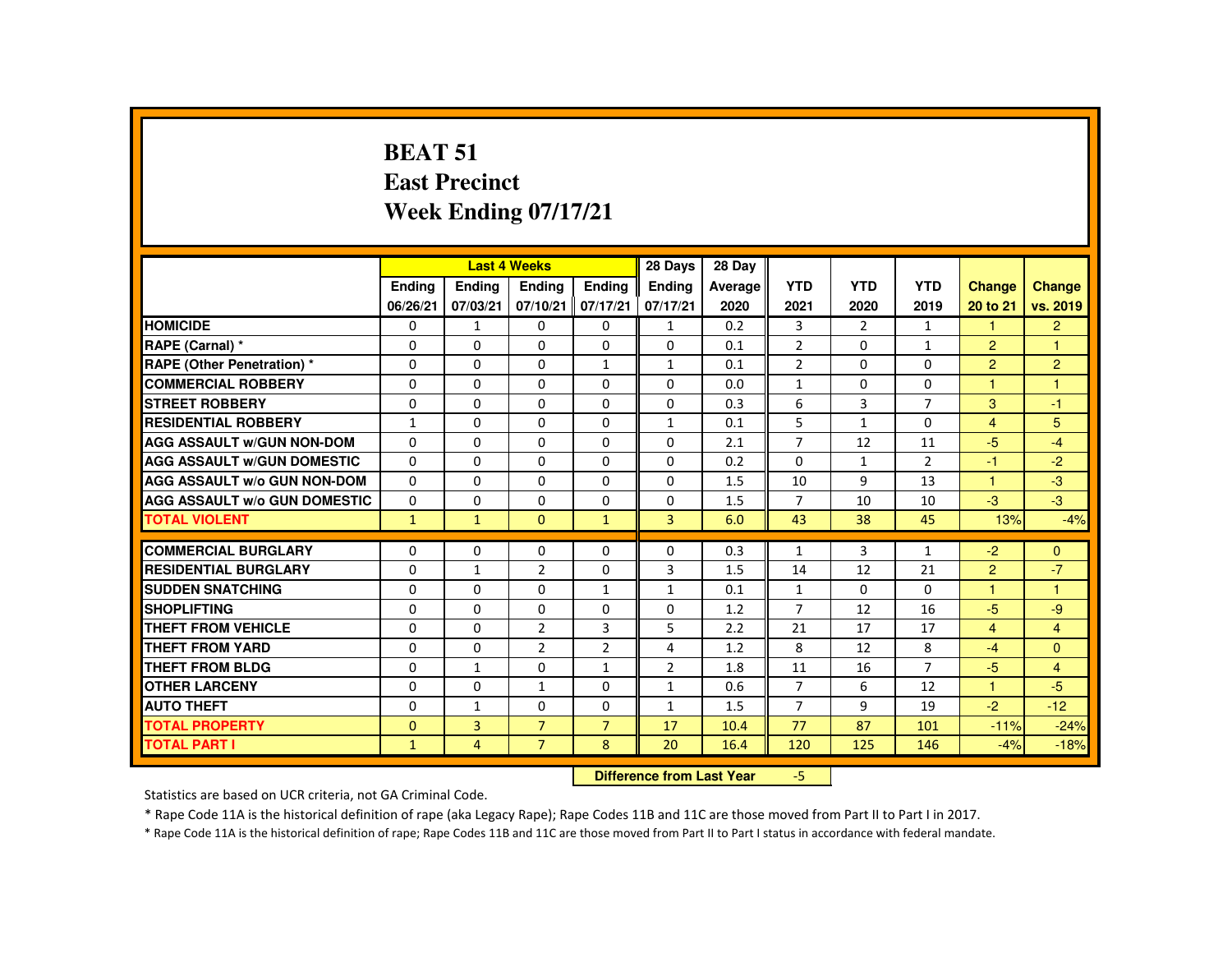# BEAT 51
## East Precinct
## Week Ending 07/17/21

| | Last 4 Weeks | | | | 28 Days | 28 Day | | | | | |
|---|---|---|---|---|---|---|---|---|---|---|---|
| | Ending 06/26/21 | Ending 07/03/21 | Ending 07/10/21 | Ending 07/17/21 | Ending 07/17/21 | Average 2020 | YTD 2021 | YTD 2020 | YTD 2019 | Change 20 to 21 | Change vs. 2019 |
| HOMICIDE | 0 | 1 | 0 | 0 | 1 | 0.2 | 3 | 2 | 1 | 1 | 2 |
| RAPE (Carnal) * | 0 | 0 | 0 | 0 | 0 | 0.1 | 2 | 0 | 1 | 2 | 1 |
| RAPE (Other Penetration) * | 0 | 0 | 0 | 1 | 1 | 0.1 | 2 | 0 | 0 | 2 | 2 |
| COMMERCIAL ROBBERY | 0 | 0 | 0 | 0 | 0 | 0.0 | 1 | 0 | 0 | 1 | 1 |
| STREET ROBBERY | 0 | 0 | 0 | 0 | 0 | 0.3 | 6 | 3 | 7 | 3 | -1 |
| RESIDENTIAL ROBBERY | 1 | 0 | 0 | 0 | 1 | 0.1 | 5 | 1 | 0 | 4 | 5 |
| AGG ASSAULT w/GUN NON-DOM | 0 | 0 | 0 | 0 | 0 | 2.1 | 7 | 12 | 11 | -5 | -4 |
| AGG ASSAULT w/GUN DOMESTIC | 0 | 0 | 0 | 0 | 0 | 0.2 | 0 | 1 | 2 | -1 | -2 |
| AGG ASSAULT w/o GUN NON-DOM | 0 | 0 | 0 | 0 | 0 | 1.5 | 10 | 9 | 13 | 1 | -3 |
| AGG ASSAULT w/o GUN DOMESTIC | 0 | 0 | 0 | 0 | 0 | 1.5 | 7 | 10 | 10 | -3 | -3 |
| TOTAL VIOLENT | 1 | 1 | 0 | 1 | 3 | 6.0 | 43 | 38 | 45 | 13% | -4% |
| COMMERCIAL BURGLARY | 0 | 0 | 0 | 0 | 0 | 0.3 | 1 | 3 | 1 | -2 | 0 |
| RESIDENTIAL BURGLARY | 0 | 1 | 2 | 0 | 3 | 1.5 | 14 | 12 | 21 | 2 | -7 |
| SUDDEN SNATCHING | 0 | 0 | 0 | 1 | 1 | 0.1 | 1 | 0 | 0 | 1 | 1 |
| SHOPLIFTING | 0 | 0 | 0 | 0 | 0 | 1.2 | 7 | 12 | 16 | -5 | -9 |
| THEFT FROM VEHICLE | 0 | 0 | 2 | 3 | 5 | 2.2 | 21 | 17 | 17 | 4 | 4 |
| THEFT FROM YARD | 0 | 0 | 2 | 2 | 4 | 1.2 | 8 | 12 | 8 | -4 | 0 |
| THEFT FROM BLDG | 0 | 1 | 0 | 1 | 2 | 1.8 | 11 | 16 | 7 | -5 | 4 |
| OTHER LARCENY | 0 | 0 | 1 | 0 | 1 | 0.6 | 7 | 6 | 12 | 1 | -5 |
| AUTO THEFT | 0 | 1 | 0 | 0 | 1 | 1.5 | 7 | 9 | 19 | -2 | -12 |
| TOTAL PROPERTY | 0 | 3 | 7 | 7 | 17 | 10.4 | 77 | 87 | 101 | -11% | -24% |
| TOTAL PART I | 1 | 4 | 7 | 8 | 20 | 16.4 | 120 | 125 | 146 | -4% | -18% |

**Difference from Last Year** -5

Statistics are based on UCR criteria, not GA Criminal Code.

* Rape Code 11A is the historical definition of rape (aka Legacy Rape); Rape Codes 11B and 11C are those moved from Part II to Part I in 2017.

* Rape Code 11A is the historical definition of rape; Rape Codes 11B and 11C are those moved from Part II to Part I status in accordance with federal mandate.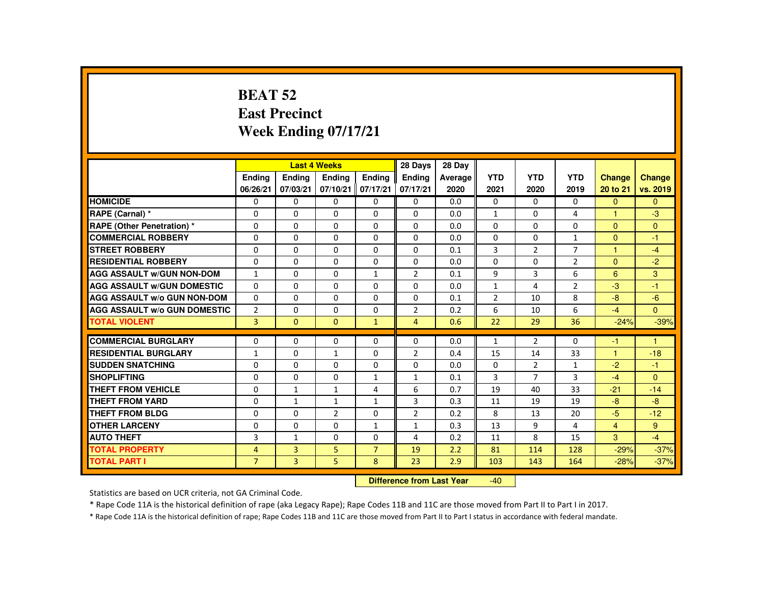# BEAT 52
## East Precinct
## Week Ending 07/17/21

| | Last 4 Weeks | | | | 28 Days | 28 Day | | | | | |
|---|---|---|---|---|---|---|---|---|---|---|---|
| | Ending 06/26/21 | Ending 07/03/21 | Ending 07/10/21 | Ending 07/17/21 | Ending 07/17/21 | Average 2020 | YTD 2021 | YTD 2020 | YTD 2019 | Change 20 to 21 | Change vs. 2019 |
| **HOMICIDE** | 0 | 0 | 0 | 0 | 0 | 0.0 | 0 | 0 | 0 | 0 | 0 |
| **RAPE (Carnal) *** | 0 | 0 | 0 | 0 | 0 | 0.0 | 1 | 0 | 4 | 1 | -3 |
| **RAPE (Other Penetration) *** | 0 | 0 | 0 | 0 | 0 | 0.0 | 0 | 0 | 0 | 0 | 0 |
| **COMMERCIAL ROBBERY** | 0 | 0 | 0 | 0 | 0 | 0.0 | 0 | 0 | 1 | 0 | -1 |
| **STREET ROBBERY** | 0 | 0 | 0 | 0 | 0 | 0.1 | 3 | 2 | 7 | 1 | -4 |
| **RESIDENTIAL ROBBERY** | 0 | 0 | 0 | 0 | 0 | 0.0 | 0 | 0 | 2 | 0 | -2 |
| **AGG ASSAULT w/GUN NON-DOM** | 1 | 0 | 0 | 1 | 2 | 0.1 | 9 | 3 | 6 | 6 | 3 |
| **AGG ASSAULT w/GUN DOMESTIC** | 0 | 0 | 0 | 0 | 0 | 0.0 | 1 | 4 | 2 | -3 | -1 |
| **AGG ASSAULT w/o GUN NON-DOM** | 0 | 0 | 0 | 0 | 0 | 0.1 | 2 | 10 | 8 | -8 | -6 |
| **AGG ASSAULT w/o GUN DOMESTIC** | 2 | 0 | 0 | 0 | 2 | 0.2 | 6 | 10 | 6 | -4 | 0 |
| **TOTAL VIOLENT** | 3 | 0 | 0 | 1 | 4 | 0.6 | 22 | 29 | 36 | -24% | -39% |
| **COMMERCIAL BURGLARY** | 0 | 0 | 0 | 0 | 0 | 0.0 | 1 | 2 | 0 | -1 | 1 |
| **RESIDENTIAL BURGLARY** | 1 | 0 | 1 | 0 | 2 | 0.4 | 15 | 14 | 33 | 1 | -18 |
| **SUDDEN SNATCHING** | 0 | 0 | 0 | 0 | 0 | 0.0 | 0 | 2 | 1 | -2 | -1 |
| **SHOPLIFTING** | 0 | 0 | 0 | 1 | 1 | 0.1 | 3 | 7 | 3 | -4 | 0 |
| **THEFT FROM VEHICLE** | 0 | 1 | 1 | 4 | 6 | 0.7 | 19 | 40 | 33 | -21 | -14 |
| **THEFT FROM YARD** | 0 | 1 | 1 | 1 | 3 | 0.3 | 11 | 19 | 19 | -8 | -8 |
| **THEFT FROM BLDG** | 0 | 0 | 2 | 0 | 2 | 0.2 | 8 | 13 | 20 | -5 | -12 |
| **OTHER LARCENY** | 0 | 0 | 0 | 1 | 1 | 0.3 | 13 | 9 | 4 | 4 | 9 |
| **AUTO THEFT** | 3 | 1 | 0 | 0 | 4 | 0.2 | 11 | 8 | 15 | 3 | -4 |
| **TOTAL PROPERTY** | 4 | 3 | 5 | 7 | 19 | 2.2 | 81 | 114 | 128 | -29% | -37% |
| **TOTAL PART I** | 7 | 3 | 5 | 8 | 23 | 2.9 | 103 | 143 | 164 | -28% | -37% |

**Difference from Last Year** -40

Statistics are based on UCR criteria, not GA Criminal Code.

* Rape Code 11A is the historical definition of rape (aka Legacy Rape); Rape Codes 11B and 11C are those moved from Part II to Part I in 2017.

* Rape Code 11A is the historical definition of rape; Rape Codes 11B and 11C are those moved from Part II to Part I status in accordance with federal mandate.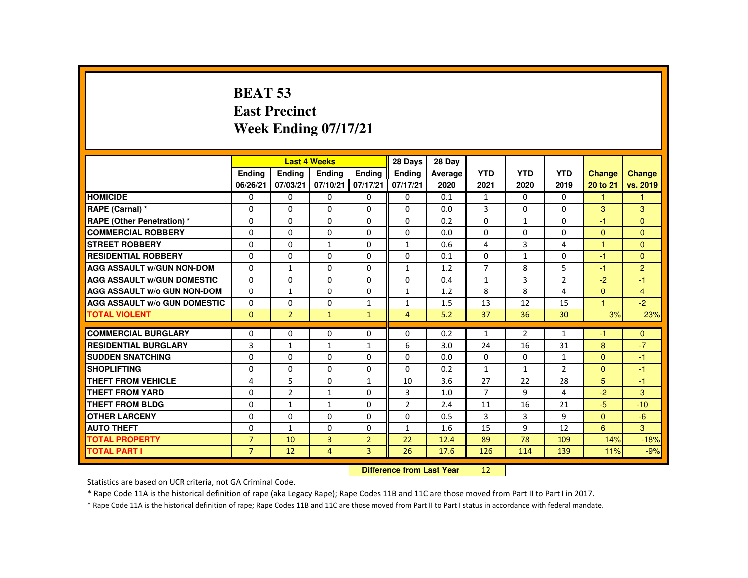# BEAT 53
## East Precinct
## Week Ending 07/17/21

| | Last 4 Weeks | | | | 28 Days | 28 Day | YTD | YTD | YTD | Change | Change |
|---|---|---|---|---|---|---|---|---|---|---|---|
| | Ending 06/26/21 | Ending 07/03/21 | Ending 07/10/21 | Ending 07/17/21 | Ending 07/17/21 | Average 2020 | 2021 | 2020 | 2019 | 20 to 21 | vs. 2019 |
| HOMICIDE | 0 | 0 | 0 | 0 | 0 | 0.1 | 1 | 0 | 0 | 1 | 1 |
| RAPE (Carnal) * | 0 | 0 | 0 | 0 | 0 | 0.0 | 3 | 0 | 0 | 3 | 3 |
| RAPE (Other Penetration) * | 0 | 0 | 0 | 0 | 0 | 0.2 | 0 | 1 | 0 | -1 | 0 |
| COMMERCIAL ROBBERY | 0 | 0 | 0 | 0 | 0 | 0.0 | 0 | 0 | 0 | 0 | 0 |
| STREET ROBBERY | 0 | 0 | 1 | 0 | 1 | 0.6 | 4 | 3 | 4 | 1 | 0 |
| RESIDENTIAL ROBBERY | 0 | 0 | 0 | 0 | 0 | 0.1 | 0 | 1 | 0 | -1 | 0 |
| AGG ASSAULT w/GUN NON-DOM | 0 | 1 | 0 | 0 | 1 | 1.2 | 7 | 8 | 5 | -1 | 2 |
| AGG ASSAULT w/GUN DOMESTIC | 0 | 0 | 0 | 0 | 0 | 0.4 | 1 | 3 | 2 | -2 | -1 |
| AGG ASSAULT w/o GUN NON-DOM | 0 | 1 | 0 | 0 | 1 | 1.2 | 8 | 8 | 4 | 0 | 4 |
| AGG ASSAULT w/o GUN DOMESTIC | 0 | 0 | 0 | 1 | 1 | 1.5 | 13 | 12 | 15 | 1 | -2 |
| TOTAL VIOLENT | 0 | 2 | 1 | 1 | 4 | 5.2 | 37 | 36 | 30 | 3% | 23% |
| COMMERCIAL BURGLARY | 0 | 0 | 0 | 0 | 0 | 0.2 | 1 | 2 | 1 | -1 | 0 |
| RESIDENTIAL BURGLARY | 3 | 1 | 1 | 1 | 6 | 3.0 | 24 | 16 | 31 | 8 | -7 |
| SUDDEN SNATCHING | 0 | 0 | 0 | 0 | 0 | 0.0 | 0 | 0 | 1 | 0 | -1 |
| SHOPLIFTING | 0 | 0 | 0 | 0 | 0 | 0.2 | 1 | 1 | 2 | 0 | -1 |
| THEFT FROM VEHICLE | 4 | 5 | 0 | 1 | 10 | 3.6 | 27 | 22 | 28 | 5 | -1 |
| THEFT FROM YARD | 0 | 2 | 1 | 0 | 3 | 1.0 | 7 | 9 | 4 | -2 | 3 |
| THEFT FROM BLDG | 0 | 1 | 1 | 0 | 2 | 2.4 | 11 | 16 | 21 | -5 | -10 |
| OTHER LARCENY | 0 | 0 | 0 | 0 | 0 | 0.5 | 3 | 3 | 9 | 0 | -6 |
| AUTO THEFT | 0 | 1 | 0 | 0 | 1 | 1.6 | 15 | 9 | 12 | 6 | 3 |
| TOTAL PROPERTY | 7 | 10 | 3 | 2 | 22 | 12.4 | 89 | 78 | 109 | 14% | -18% |
| TOTAL PART I | 7 | 12 | 4 | 3 | 26 | 17.6 | 126 | 114 | 139 | 11% | -9% |

**Difference from Last Year** 12

Statistics are based on UCR criteria, not GA Criminal Code.

* Rape Code 11A is the historical definition of rape (aka Legacy Rape); Rape Codes 11B and 11C are those moved from Part II to Part I in 2017.

* Rape Code 11A is the historical definition of rape; Rape Codes 11B and 11C are those moved from Part II to Part I status in accordance with federal mandate.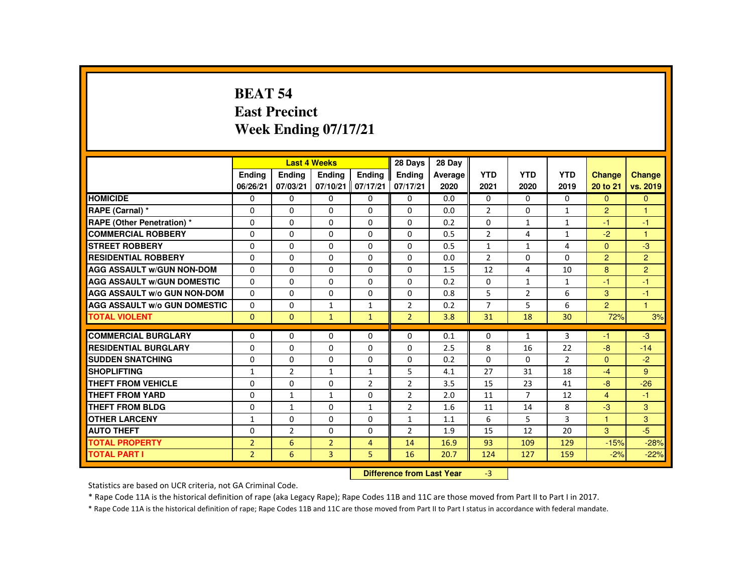# BEAT 54
# East Precinct
# Week Ending 07/17/21

| | Last 4 Weeks | | | | 28 Days | 28 Day | YTD | YTD | YTD | Change | Change |
|---|---|---|---|---|---|---|---|---|---|---|---|
| | Ending 06/26/21 | Ending 07/03/21 | Ending 07/10/21 | Ending 07/17/21 | Ending 07/17/21 | Average 2020 | 2021 | 2020 | 2019 | 20 to 21 | vs. 2019 |
| HOMICIDE | 0 | 0 | 0 | 0 | 0 | 0.0 | 0 | 0 | 0 | 0 | 0 |
| RAPE (Carnal) * | 0 | 0 | 0 | 0 | 0 | 0.0 | 2 | 0 | 1 | 2 | 1 |
| RAPE (Other Penetration) * | 0 | 0 | 0 | 0 | 0 | 0.2 | 0 | 1 | 1 | -1 | -1 |
| COMMERCIAL ROBBERY | 0 | 0 | 0 | 0 | 0 | 0.5 | 2 | 4 | 1 | -2 | 1 |
| STREET ROBBERY | 0 | 0 | 0 | 0 | 0 | 0.5 | 1 | 1 | 4 | 0 | -3 |
| RESIDENTIAL ROBBERY | 0 | 0 | 0 | 0 | 0 | 0.0 | 2 | 0 | 0 | 2 | 2 |
| AGG ASSAULT w/GUN NON-DOM | 0 | 0 | 0 | 0 | 0 | 1.5 | 12 | 4 | 10 | 8 | 2 |
| AGG ASSAULT w/GUN DOMESTIC | 0 | 0 | 0 | 0 | 0 | 0.2 | 0 | 1 | 1 | -1 | -1 |
| AGG ASSAULT w/o GUN NON-DOM | 0 | 0 | 0 | 0 | 0 | 0.8 | 5 | 2 | 6 | 3 | -1 |
| AGG ASSAULT w/o GUN DOMESTIC | 0 | 0 | 1 | 1 | 2 | 0.2 | 7 | 5 | 6 | 2 | 1 |
| TOTAL VIOLENT | 0 | 0 | 1 | 1 | 2 | 3.8 | 31 | 18 | 30 | 72% | 3% |
| COMMERCIAL BURGLARY | 0 | 0 | 0 | 0 | 0 | 0.1 | 0 | 1 | 3 | -1 | -3 |
| RESIDENTIAL BURGLARY | 0 | 0 | 0 | 0 | 0 | 2.5 | 8 | 16 | 22 | -8 | -14 |
| SUDDEN SNATCHING | 0 | 0 | 0 | 0 | 0 | 0.2 | 0 | 0 | 2 | 0 | -2 |
| SHOPLIFTING | 1 | 2 | 1 | 1 | 5 | 4.1 | 27 | 31 | 18 | -4 | 9 |
| THEFT FROM VEHICLE | 0 | 0 | 0 | 2 | 2 | 3.5 | 15 | 23 | 41 | -8 | -26 |
| THEFT FROM YARD | 0 | 1 | 1 | 0 | 2 | 2.0 | 11 | 7 | 12 | 4 | -1 |
| THEFT FROM BLDG | 0 | 1 | 0 | 1 | 2 | 1.6 | 11 | 14 | 8 | -3 | 3 |
| OTHER LARCENY | 1 | 0 | 0 | 0 | 1 | 1.1 | 6 | 5 | 3 | 1 | 3 |
| AUTO THEFT | 0 | 2 | 0 | 0 | 2 | 1.9 | 15 | 12 | 20 | 3 | -5 |
| TOTAL PROPERTY | 2 | 6 | 2 | 4 | 14 | 16.9 | 93 | 109 | 129 | -15% | -28% |
| TOTAL PART I | 2 | 6 | 3 | 5 | 16 | 20.7 | 124 | 127 | 159 | -2% | -22% |

**Difference from Last Year** -3

Statistics are based on UCR criteria, not GA Criminal Code.

* Rape Code 11A is the historical definition of rape (aka Legacy Rape); Rape Codes 11B and 11C are those moved from Part II to Part I in 2017.

* Rape Code 11A is the historical definition of rape; Rape Codes 11B and 11C are those moved from Part II to Part I status in accordance with federal mandate.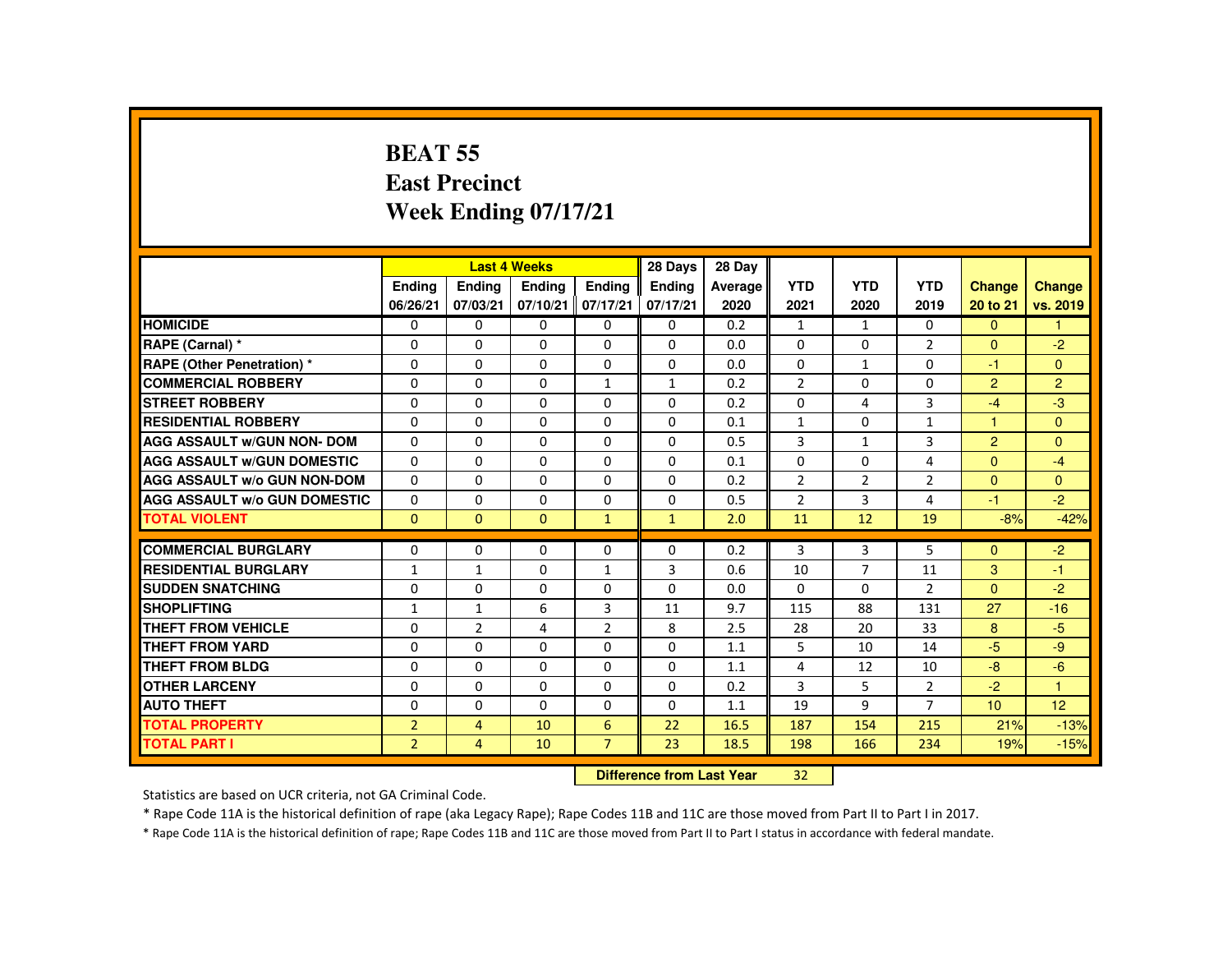# BEAT 55
# East Precinct
# Week Ending 07/17/21

| | Last 4 Weeks | | | | 28 Days | 28 Day | YTD | YTD | YTD | Change | Change |
|---|---|---|---|---|---|---|---|---|---|---|---|
| | Ending 06/26/21 | Ending 07/03/21 | Ending 07/10/21 | Ending 07/17/21 | Ending 07/17/21 | Average 2020 | 2021 | 2020 | 2019 | 20 to 21 | vs. 2019 |
| HOMICIDE | 0 | 0 | 0 | 0 | 0 | 0.2 | 1 | 1 | 0 | 0 | 1 |
| RAPE (Carnal) * | 0 | 0 | 0 | 0 | 0 | 0.0 | 0 | 0 | 2 | 0 | -2 |
| RAPE (Other Penetration) * | 0 | 0 | 0 | 0 | 0 | 0.0 | 0 | 1 | 0 | -1 | 0 |
| COMMERCIAL ROBBERY | 0 | 0 | 0 | 1 | 1 | 0.2 | 2 | 0 | 0 | 2 | 2 |
| STREET ROBBERY | 0 | 0 | 0 | 0 | 0 | 0.2 | 0 | 4 | 3 | -4 | -3 |
| RESIDENTIAL ROBBERY | 0 | 0 | 0 | 0 | 0 | 0.1 | 1 | 0 | 1 | 1 | 0 |
| AGG ASSAULT w/GUN NON- DOM | 0 | 0 | 0 | 0 | 0 | 0.5 | 3 | 1 | 3 | 2 | 0 |
| AGG ASSAULT w/GUN DOMESTIC | 0 | 0 | 0 | 0 | 0 | 0.1 | 0 | 0 | 4 | 0 | -4 |
| AGG ASSAULT w/o GUN NON-DOM | 0 | 0 | 0 | 0 | 0 | 0.2 | 2 | 2 | 2 | 0 | 0 |
| AGG ASSAULT w/o GUN DOMESTIC | 0 | 0 | 0 | 0 | 0 | 0.5 | 2 | 3 | 4 | -1 | -2 |
| TOTAL VIOLENT | 0 | 0 | 0 | 1 | 1 | 2.0 | 11 | 12 | 19 | -8% | -42% |
| COMMERCIAL BURGLARY | 0 | 0 | 0 | 0 | 0 | 0.2 | 3 | 3 | 5 | 0 | -2 |
| RESIDENTIAL BURGLARY | 1 | 1 | 0 | 1 | 3 | 0.6 | 10 | 7 | 11 | 3 | -1 |
| SUDDEN SNATCHING | 0 | 0 | 0 | 0 | 0 | 0.0 | 0 | 0 | 2 | 0 | -2 |
| SHOPLIFTING | 1 | 1 | 6 | 3 | 11 | 9.7 | 115 | 88 | 131 | 27 | -16 |
| THEFT FROM VEHICLE | 0 | 2 | 4 | 2 | 8 | 2.5 | 28 | 20 | 33 | 8 | -5 |
| THEFT FROM YARD | 0 | 0 | 0 | 0 | 0 | 1.1 | 5 | 10 | 14 | -5 | -9 |
| THEFT FROM BLDG | 0 | 0 | 0 | 0 | 0 | 1.1 | 4 | 12 | 10 | -8 | -6 |
| OTHER LARCENY | 0 | 0 | 0 | 0 | 0 | 0.2 | 3 | 5 | 2 | -2 | 1 |
| AUTO THEFT | 0 | 0 | 0 | 0 | 0 | 1.1 | 19 | 9 | 7 | 10 | 12 |
| TOTAL PROPERTY | 2 | 4 | 10 | 6 | 22 | 16.5 | 187 | 154 | 215 | 21% | -13% |
| TOTAL PART I | 2 | 4 | 10 | 7 | 23 | 18.5 | 198 | 166 | 234 | 19% | -15% |

**Difference from Last Year** 32

Statistics are based on UCR criteria, not GA Criminal Code.

* Rape Code 11A is the historical definition of rape (aka Legacy Rape); Rape Codes 11B and 11C are those moved from Part II to Part I in 2017.

* Rape Code 11A is the historical definition of rape; Rape Codes 11B and 11C are those moved from Part II to Part I status in accordance with federal mandate.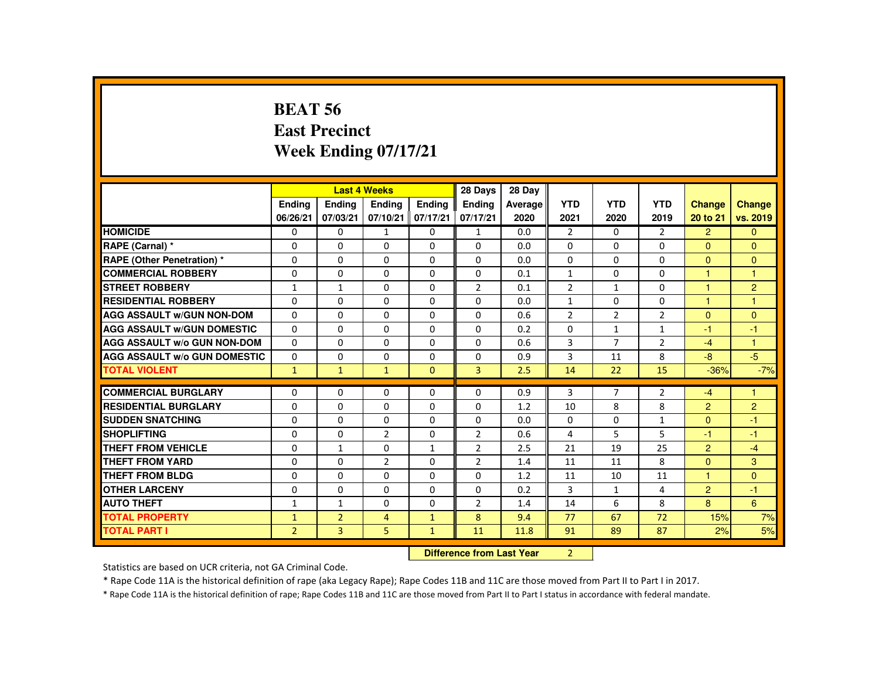# BEAT 56
## East Precinct
## Week Ending 07/17/21

| | Last 4 Weeks | | | | 28 Days | 28 Day | | | | | |
|---|---|---|---|---|---|---|---|---|---|---|---|
| | Ending 06/26/21 | Ending 07/03/21 | Ending 07/10/21 | Ending 07/17/21 | Ending 07/17/21 | Average 2020 | YTD 2021 | YTD 2020 | YTD 2019 | Change 20 to 21 | Change vs. 2019 |
| HOMICIDE | 0 | 0 | 1 | 0 | 1 | 0.0 | 2 | 0 | 2 | 2 | 0 |
| RAPE (Carnal) * | 0 | 0 | 0 | 0 | 0 | 0.0 | 0 | 0 | 0 | 0 | 0 |
| RAPE (Other Penetration) * | 0 | 0 | 0 | 0 | 0 | 0.0 | 0 | 0 | 0 | 0 | 0 |
| COMMERCIAL ROBBERY | 0 | 0 | 0 | 0 | 0 | 0.1 | 1 | 0 | 0 | 1 | 1 |
| STREET ROBBERY | 1 | 1 | 0 | 0 | 2 | 0.1 | 2 | 1 | 0 | 1 | 2 |
| RESIDENTIAL ROBBERY | 0 | 0 | 0 | 0 | 0 | 0.0 | 1 | 0 | 0 | 1 | 1 |
| AGG ASSAULT w/GUN NON-DOM | 0 | 0 | 0 | 0 | 0 | 0.6 | 2 | 2 | 2 | 0 | 0 |
| AGG ASSAULT w/GUN DOMESTIC | 0 | 0 | 0 | 0 | 0 | 0.2 | 0 | 1 | 1 | -1 | -1 |
| AGG ASSAULT w/o GUN NON-DOM | 0 | 0 | 0 | 0 | 0 | 0.6 | 3 | 7 | 2 | -4 | 1 |
| AGG ASSAULT w/o GUN DOMESTIC | 0 | 0 | 0 | 0 | 0 | 0.9 | 3 | 11 | 8 | -8 | -5 |
| TOTAL VIOLENT | 1 | 1 | 1 | 0 | 3 | 2.5 | 14 | 22 | 15 | -36% | -7% |
| COMMERCIAL BURGLARY | 0 | 0 | 0 | 0 | 0 | 0.9 | 3 | 7 | 2 | -4 | 1 |
| RESIDENTIAL BURGLARY | 0 | 0 | 0 | 0 | 0 | 1.2 | 10 | 8 | 8 | 2 | 2 |
| SUDDEN SNATCHING | 0 | 0 | 0 | 0 | 0 | 0.0 | 0 | 0 | 1 | 0 | -1 |
| SHOPLIFTING | 0 | 0 | 2 | 0 | 2 | 0.6 | 4 | 5 | 5 | -1 | -1 |
| THEFT FROM VEHICLE | 0 | 1 | 0 | 1 | 2 | 2.5 | 21 | 19 | 25 | 2 | -4 |
| THEFT FROM YARD | 0 | 0 | 2 | 0 | 2 | 1.4 | 11 | 11 | 8 | 0 | 3 |
| THEFT FROM BLDG | 0 | 0 | 0 | 0 | 0 | 1.2 | 11 | 10 | 11 | 1 | 0 |
| OTHER LARCENY | 0 | 0 | 0 | 0 | 0 | 0.2 | 3 | 1 | 4 | 2 | -1 |
| AUTO THEFT | 1 | 1 | 0 | 0 | 2 | 1.4 | 14 | 6 | 8 | 8 | 6 |
| TOTAL PROPERTY | 1 | 2 | 4 | 1 | 8 | 9.4 | 77 | 67 | 72 | 15% | 7% |
| TOTAL PART I | 2 | 3 | 5 | 1 | 11 | 11.8 | 91 | 89 | 87 | 2% | 5% |

**Difference from Last Year** 2

Statistics are based on UCR criteria, not GA Criminal Code.

* Rape Code 11A is the historical definition of rape (aka Legacy Rape); Rape Codes 11B and 11C are those moved from Part II to Part I in 2017.

* Rape Code 11A is the historical definition of rape; Rape Codes 11B and 11C are those moved from Part II to Part I status in accordance with federal mandate.